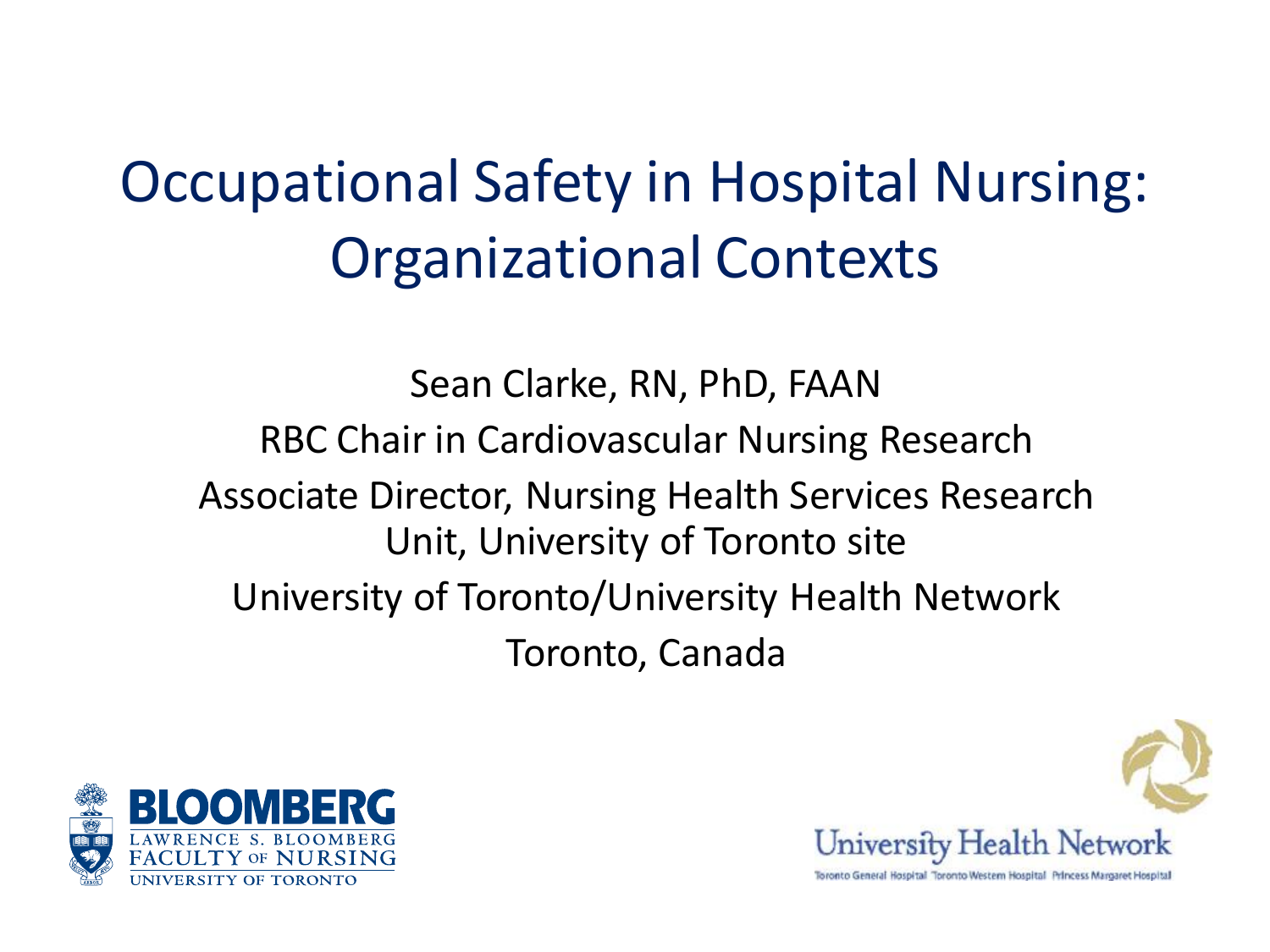# Occupational Safety in Hospital Nursing: Organizational Contexts

Sean Clarke, RN, PhD, FAAN

RBC Chair in Cardiovascular Nursing Research

Associate Director, Nursing Health Services Research Unit, University of Toronto site

University of Toronto/University Health Network

Toronto, Canada

BLOOMBERG
LAWRENCE S. BLOOMBERG
FACULTY OF NURSING
UNIVERSITY OF TORONTO

University Health Network
Toronto General Hospital Toronto Western Hospital Princess Margaret Hospital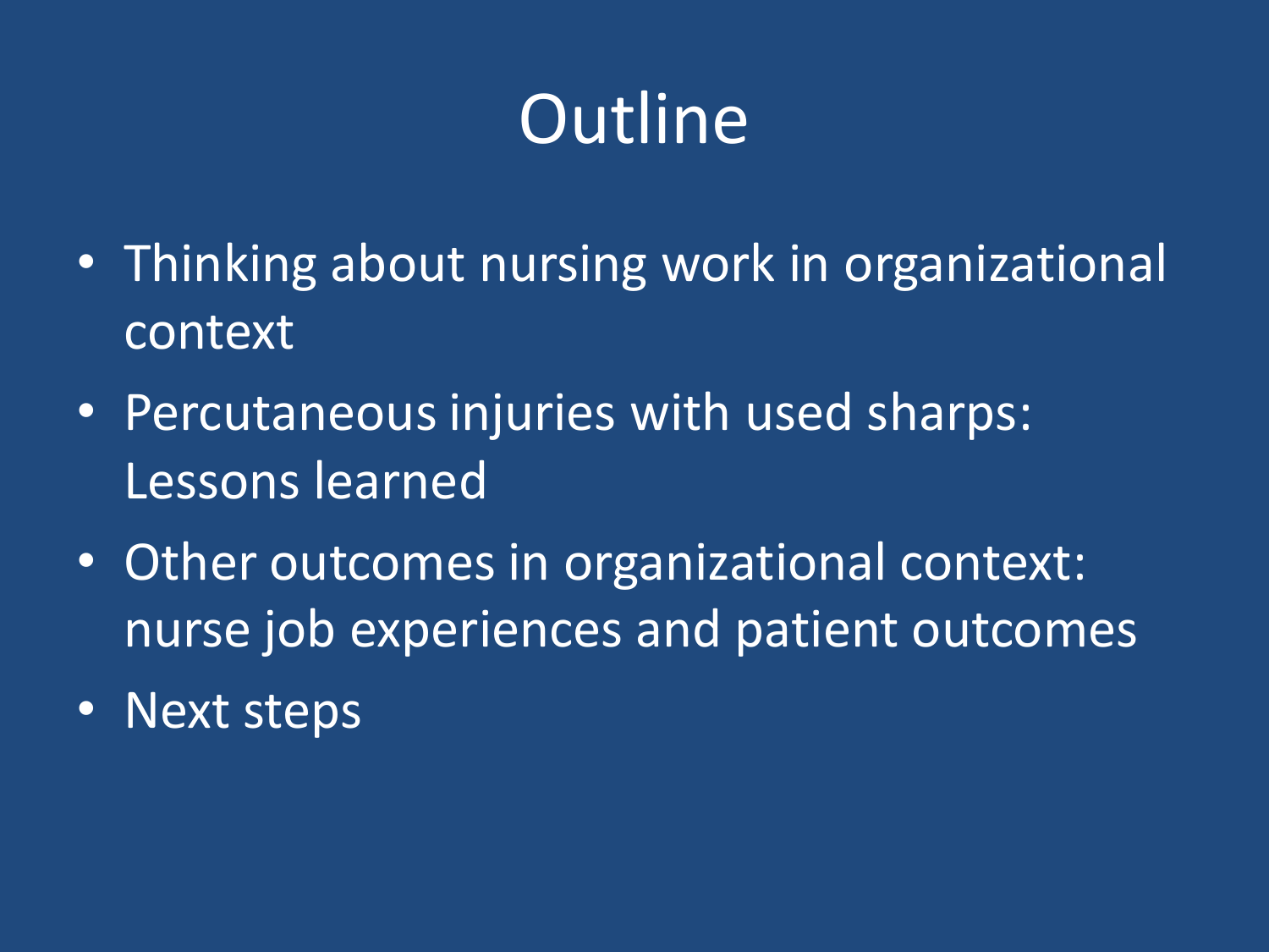# Outline

- Thinking about nursing work in organizational context
- Percutaneous injuries with used sharps: Lessons learned
- Other outcomes in organizational context: nurse job experiences and patient outcomes
- Next steps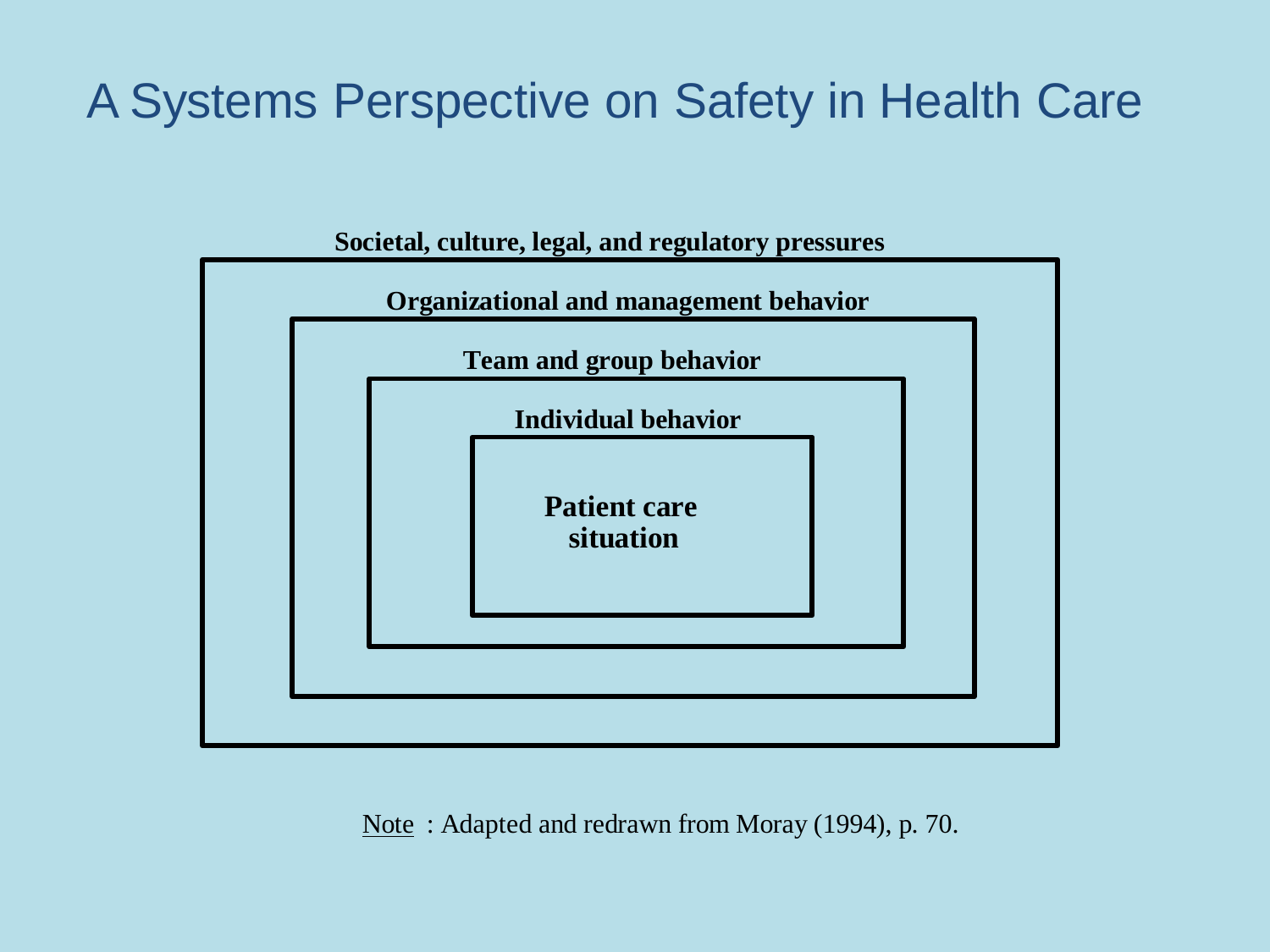# A Systems Perspective on Safety in Health Care

**Societal, culture, legal, and regulatory pressures**

**Organizational and management behavior**

**Team and group behavior**

**Individual behavior**

**Patient care situation**

Note : Adapted and redrawn from Moray (1994), p. 70.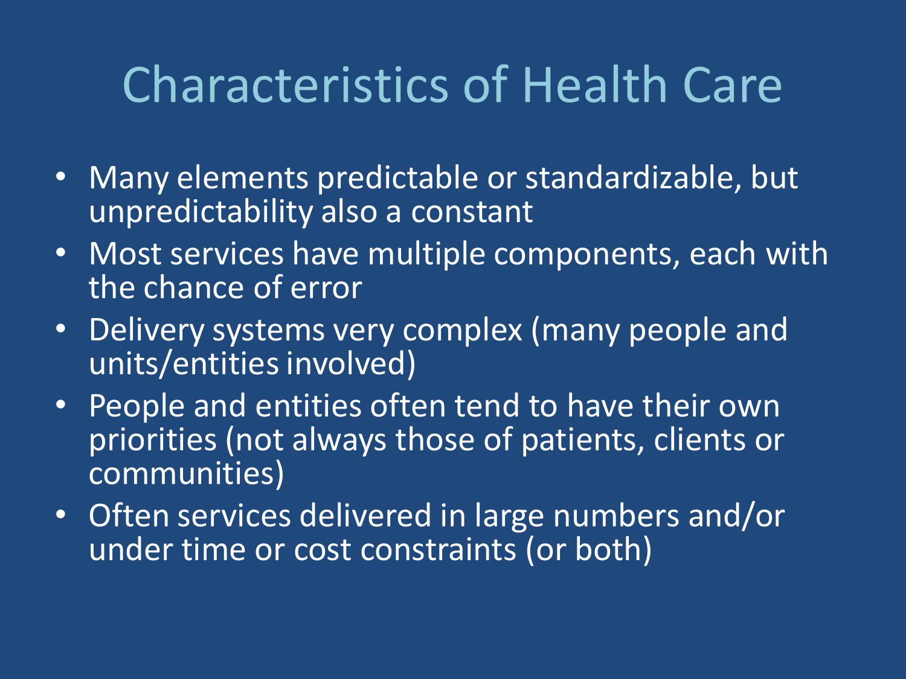# Characteristics of Health Care

- Many elements predictable or standardizable, but unpredictability also a constant
- Most services have multiple components, each with the chance of error
- Delivery systems very complex (many people and units/entities involved)
- People and entities often tend to have their own priorities (not always those of patients, clients or communities)
- Often services delivered in large numbers and/or under time or cost constraints (or both)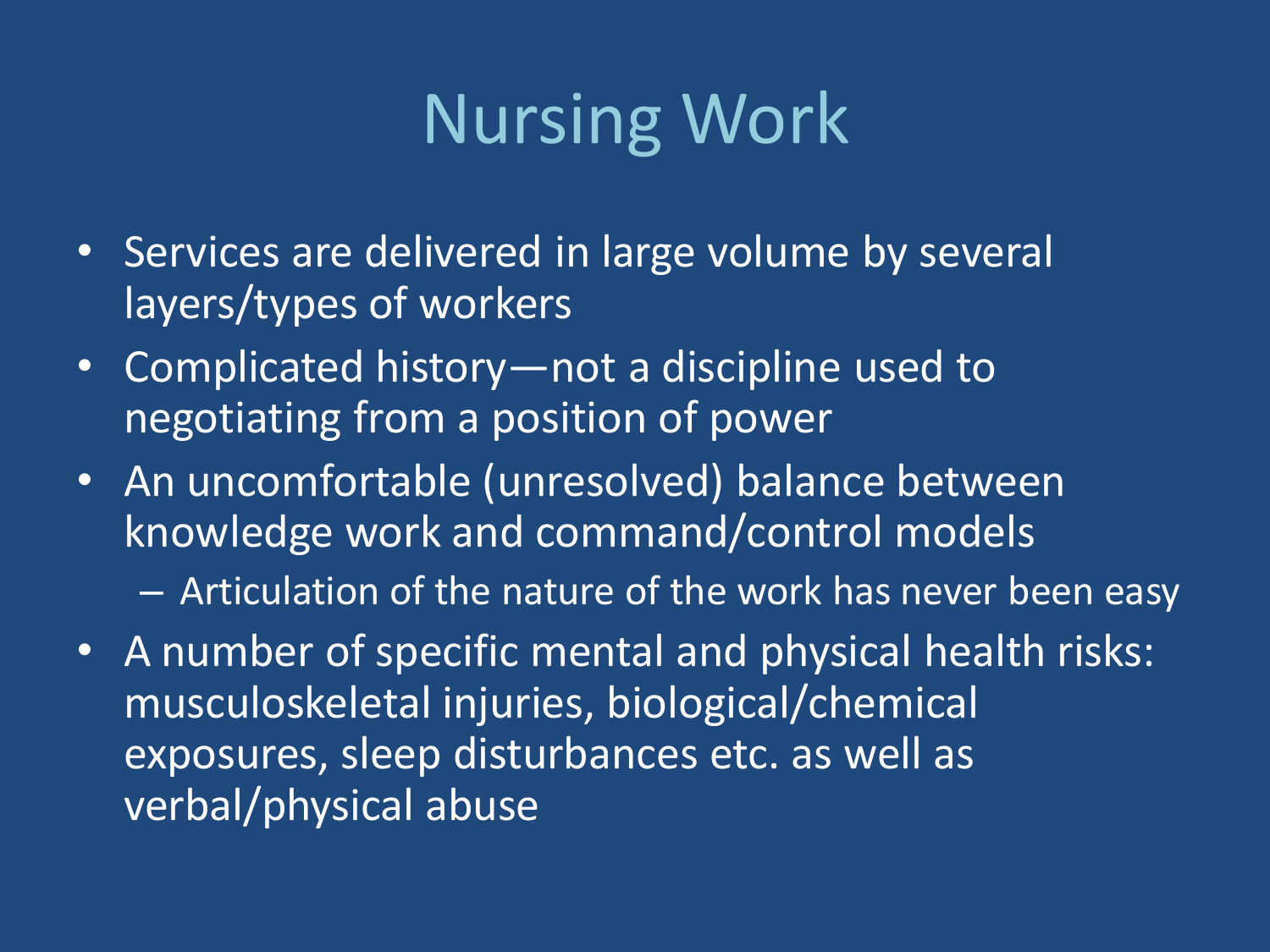# Nursing Work

- Services are delivered in large volume by several layers/types of workers
- Complicated history—not a discipline used to negotiating from a position of power
- An uncomfortable (unresolved) balance between knowledge work and command/control models
  - Articulation of the nature of the work has never been easy
- A number of specific mental and physical health risks: musculoskeletal injuries, biological/chemical exposures, sleep disturbances etc. as well as verbal/physical abuse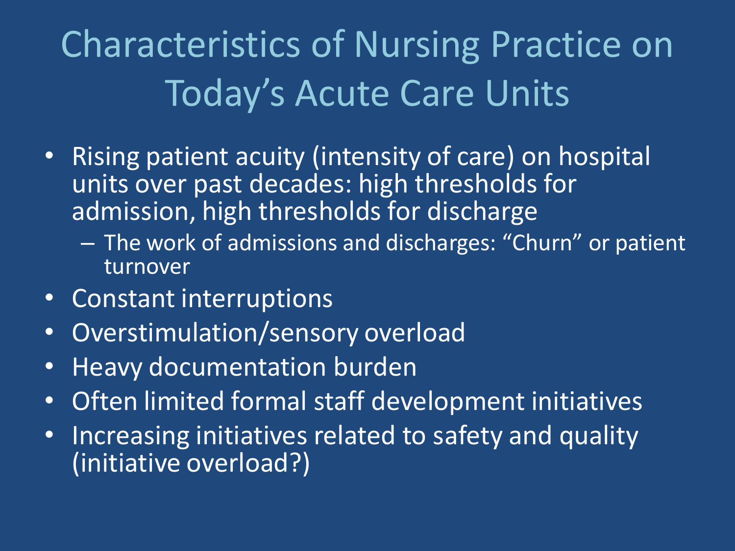# Characteristics of Nursing Practice on Today's Acute Care Units

- Rising patient acuity (intensity of care) on hospital units over past decades: high thresholds for admission, high thresholds for discharge
  - The work of admissions and discharges: "Churn" or patient turnover
- Constant interruptions
- Overstimulation/sensory overload
- Heavy documentation burden
- Often limited formal staff development initiatives
- Increasing initiatives related to safety and quality (initiative overload?)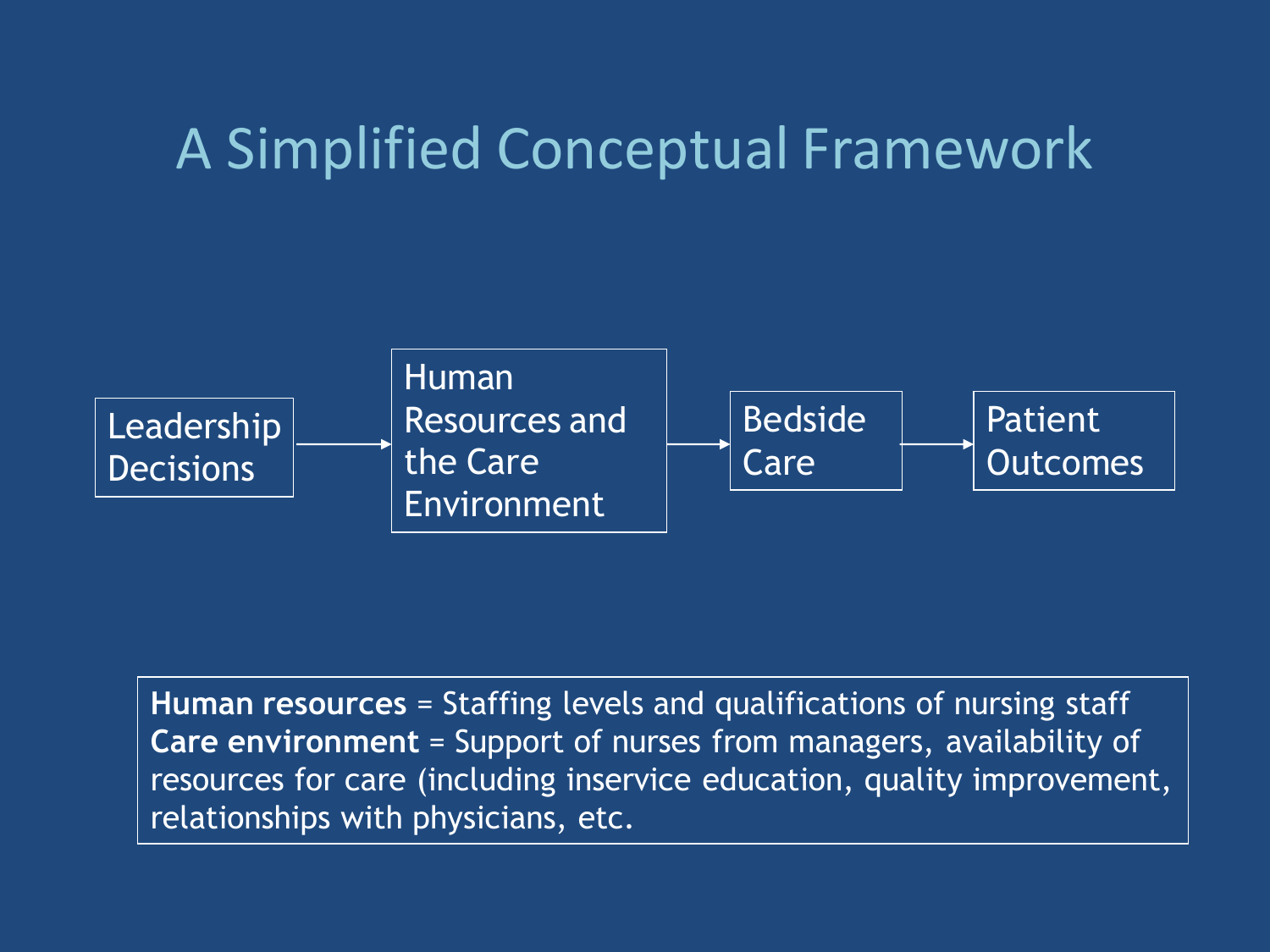# A Simplified Conceptual Framework

Leadership Decisions → Human Resources and the Care Environment → Bedside Care → Patient Outcomes

**Human resources** = Staffing levels and qualifications of nursing staff
**Care environment** = Support of nurses from managers, availability of resources for care (including inservice education, quality improvement, relationships with physicians, etc.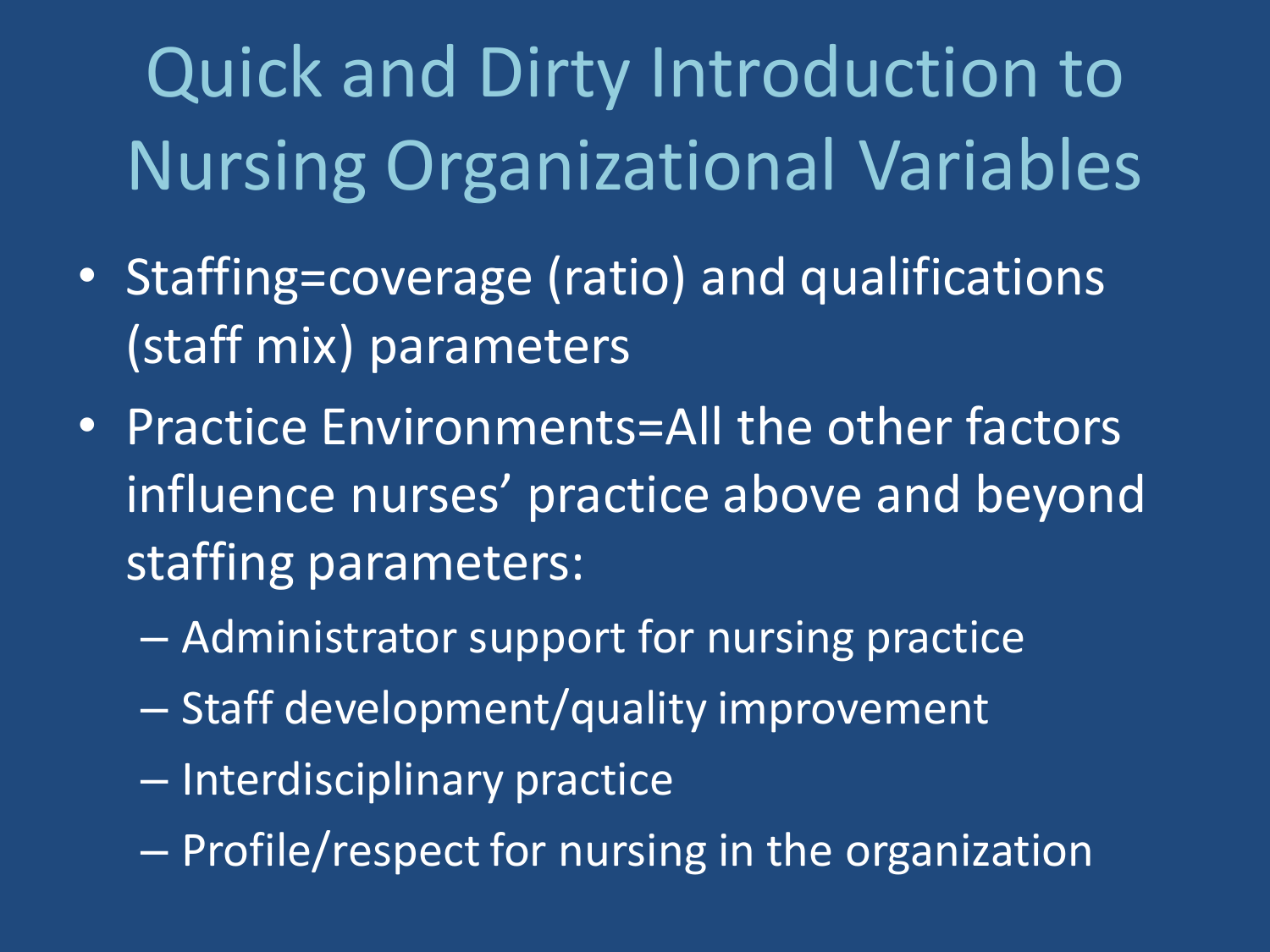# Quick and Dirty Introduction to Nursing Organizational Variables

- Staffing=coverage (ratio) and qualifications (staff mix) parameters
- Practice Environments=All the other factors influence nurses' practice above and beyond staffing parameters:
  - Administrator support for nursing practice
  - Staff development/quality improvement
  - Interdisciplinary practice
  - Profile/respect for nursing in the organization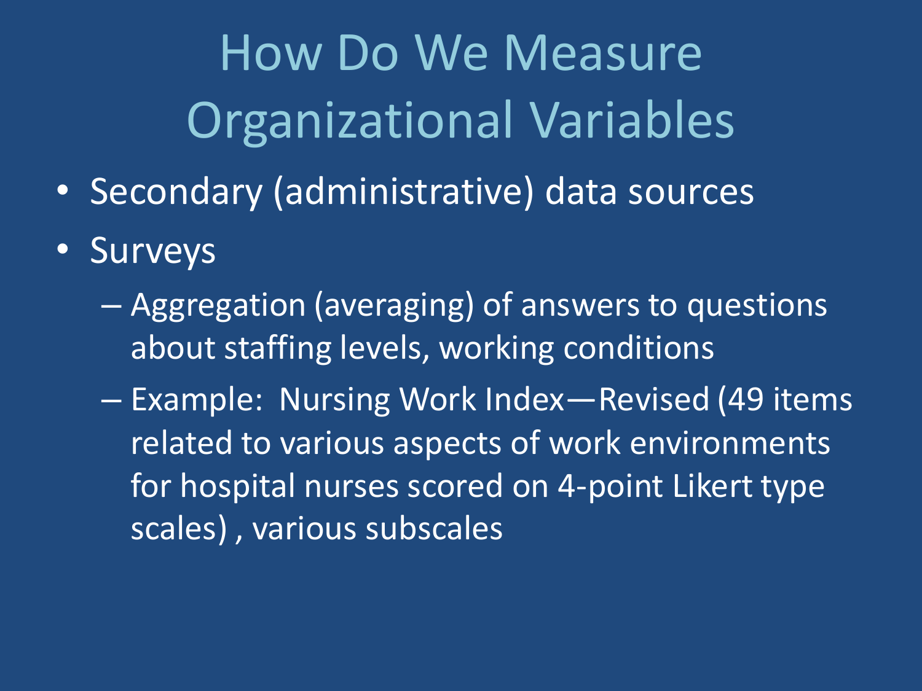# How Do We Measure Organizational Variables

- Secondary (administrative) data sources
- Surveys
  - Aggregation (averaging) of answers to questions about staffing levels, working conditions
  - Example: Nursing Work Index—Revised (49 items related to various aspects of work environments for hospital nurses scored on 4-point Likert type scales) , various subscales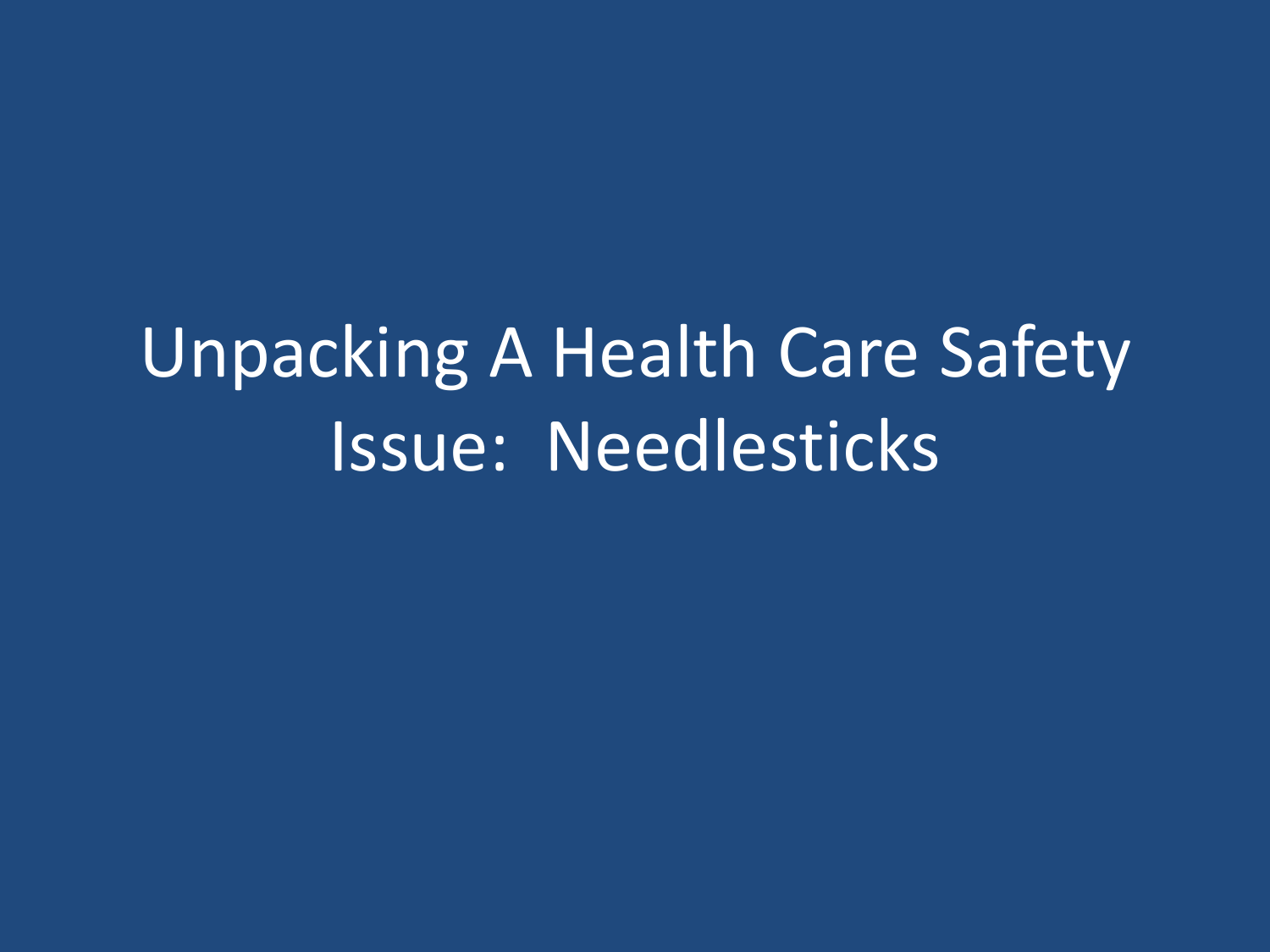# Unpacking A Health Care Safety Issue: Needlesticks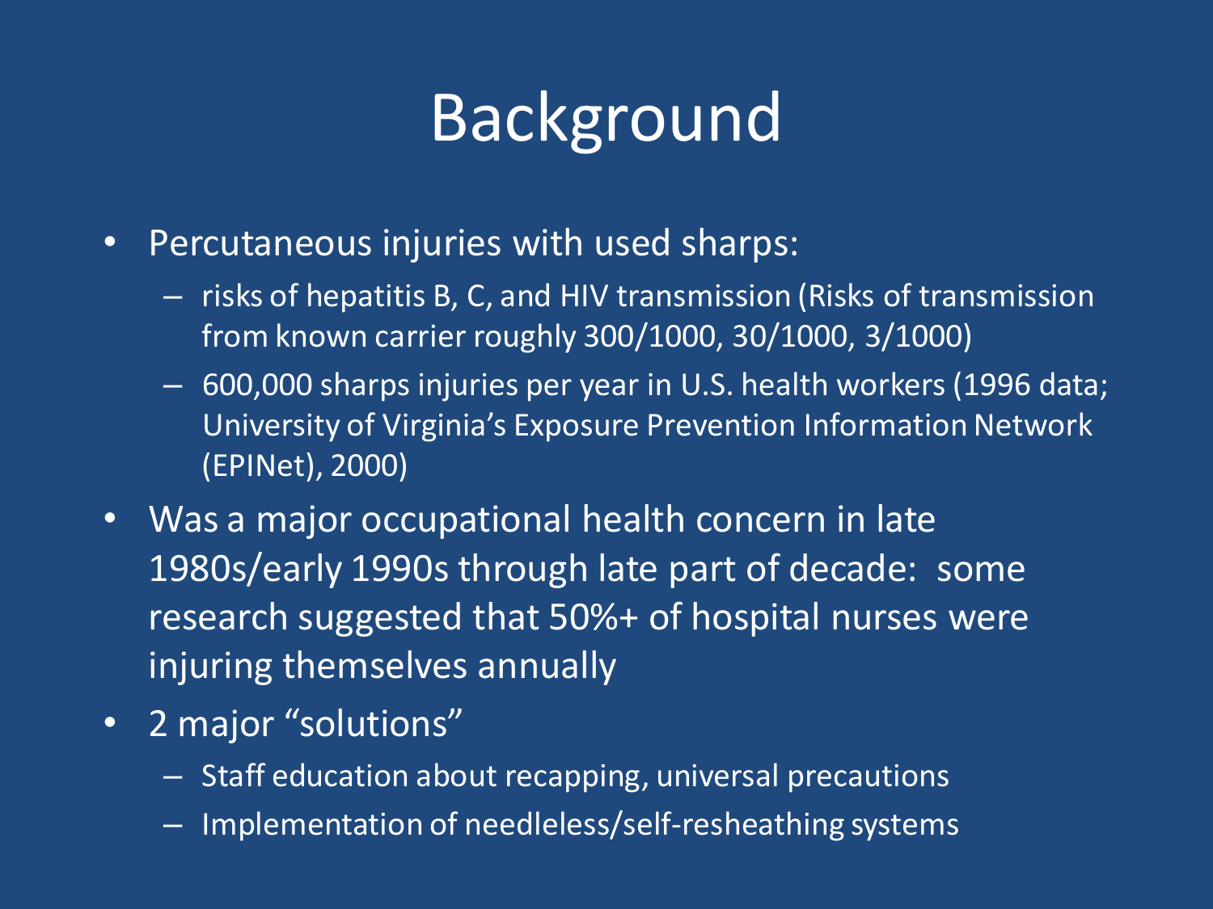# Background

- Percutaneous injuries with used sharps:
  - risks of hepatitis B, C, and HIV transmission (Risks of transmission from known carrier roughly 300/1000, 30/1000, 3/1000)
  - 600,000 sharps injuries per year in U.S. health workers (1996 data; University of Virginia's Exposure Prevention Information Network (EPINet), 2000)
- Was a major occupational health concern in late 1980s/early 1990s through late part of decade: some research suggested that 50%+ of hospital nurses were injuring themselves annually
- 2 major "solutions"
  - Staff education about recapping, universal precautions
  - Implementation of needleless/self-resheathing systems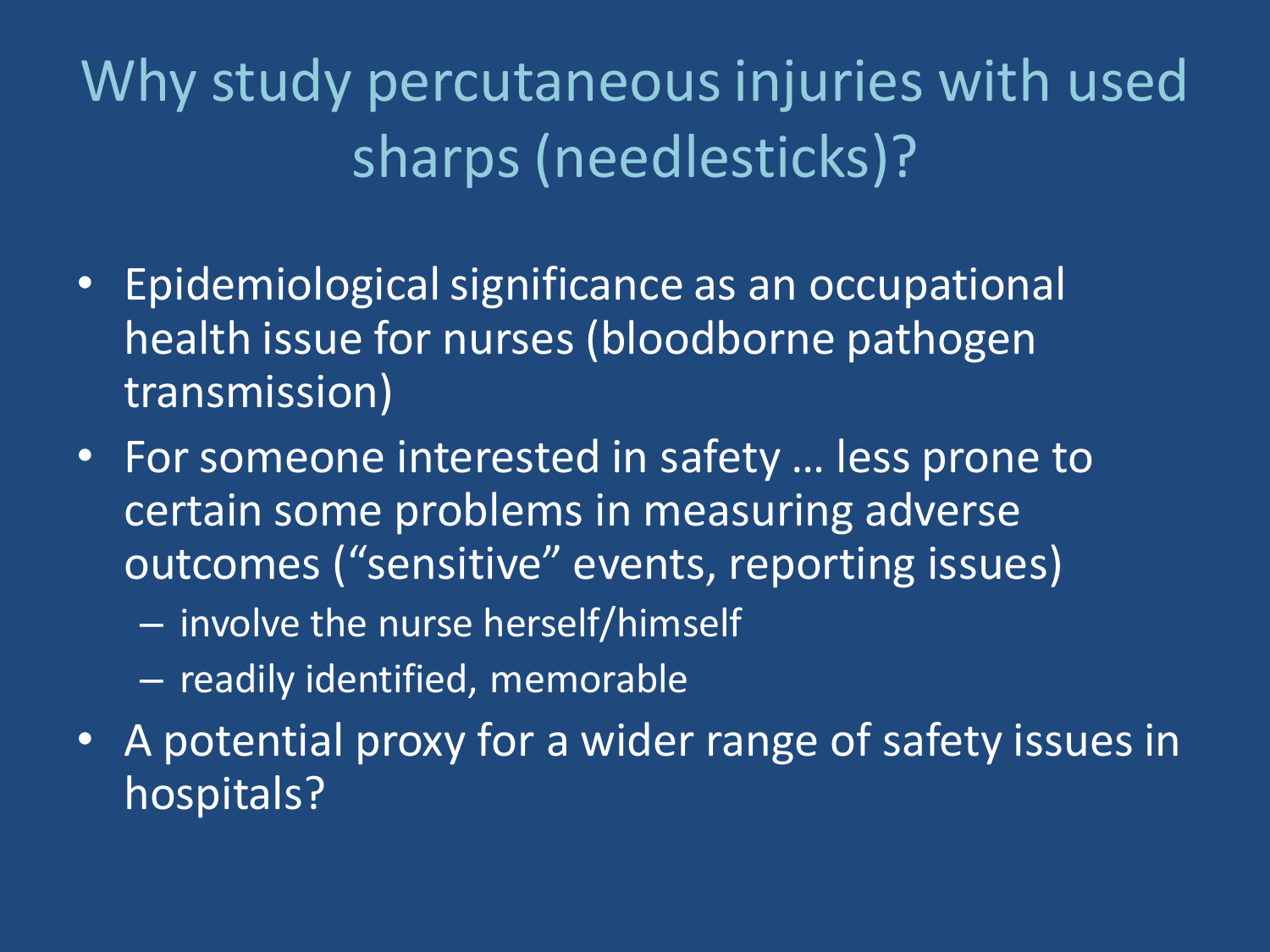# Why study percutaneous injuries with used sharps (needlesticks)?

- Epidemiological significance as an occupational health issue for nurses (bloodborne pathogen transmission)
- For someone interested in safety … less prone to certain some problems in measuring adverse outcomes (“sensitive” events, reporting issues)
  - involve the nurse herself/himself
  - readily identified, memorable
- A potential proxy for a wider range of safety issues in hospitals?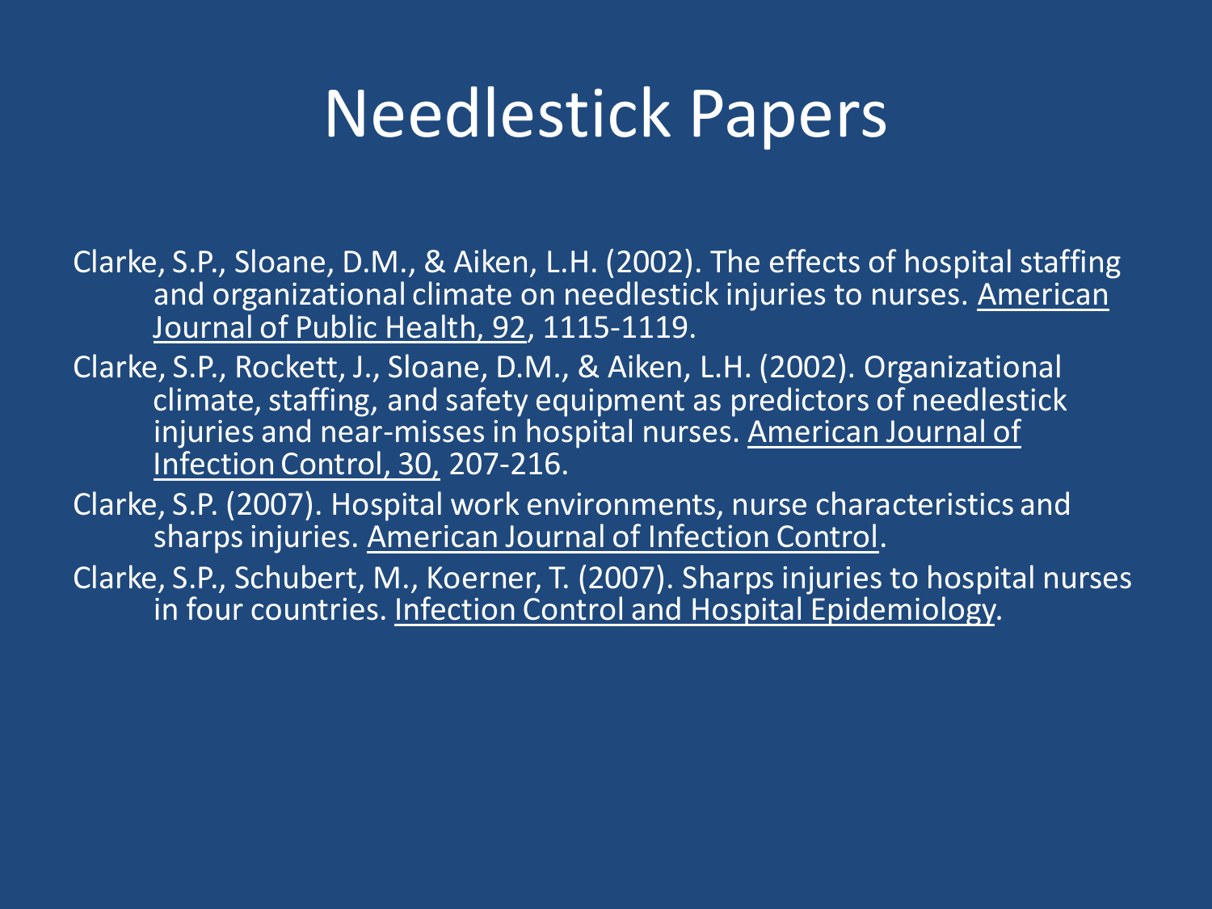# Needlestick Papers

Clarke, S.P., Sloane, D.M., & Aiken, L.H. (2002). The effects of hospital staffing and organizational climate on needlestick injuries to nurses. American Journal of Public Health, 92, 1115-1119.

Clarke, S.P., Rockett, J., Sloane, D.M., & Aiken, L.H. (2002). Organizational climate, staffing, and safety equipment as predictors of needlestick injuries and near-misses in hospital nurses. American Journal of Infection Control, 30, 207-216.

Clarke, S.P. (2007). Hospital work environments, nurse characteristics and sharps injuries. American Journal of Infection Control.

Clarke, S.P., Schubert, M., Koerner, T. (2007). Sharps injuries to hospital nurses in four countries. Infection Control and Hospital Epidemiology.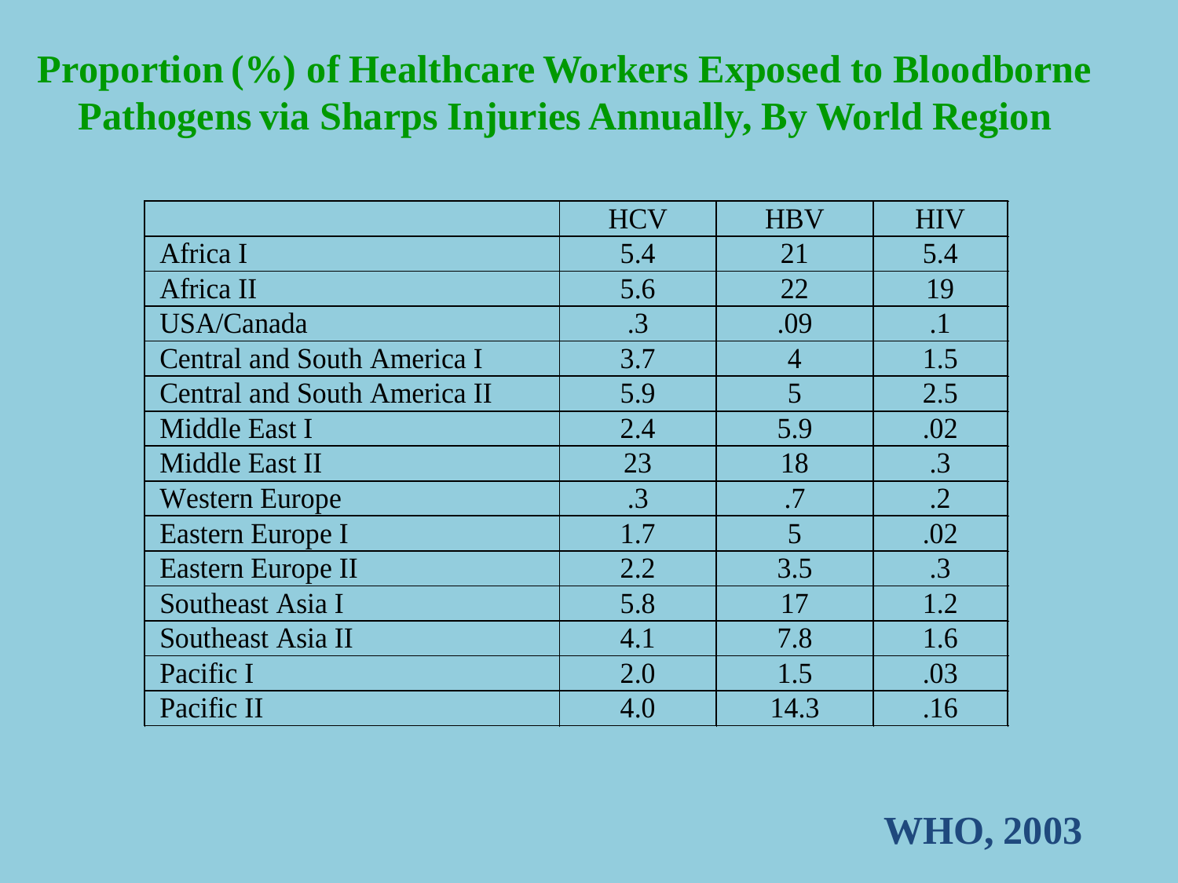# Proportion (%) of Healthcare Workers Exposed to Bloodborne Pathogens via Sharps Injuries Annually, By World Region

| | HCV | HBV | HIV |
|---|---|---|---|
| Africa I | 5.4 | 21 | 5.4 |
| Africa II | 5.6 | 22 | 19 |
| USA/Canada | .3 | .09 | .1 |
| Central and South America I | 3.7 | 4 | 1.5 |
| Central and South America II | 5.9 | 5 | 2.5 |
| Middle East I | 2.4 | 5.9 | .02 |
| Middle East II | 23 | 18 | .3 |
| Western Europe | .3 | .7 | .2 |
| Eastern Europe I | 1.7 | 5 | .02 |
| Eastern Europe II | 2.2 | 3.5 | .3 |
| Southeast Asia I | 5.8 | 17 | 1.2 |
| Southeast Asia II | 4.1 | 7.8 | 1.6 |
| Pacific I | 2.0 | 1.5 | .03 |
| Pacific II | 4.0 | 14.3 | .16 |

**WHO, 2003**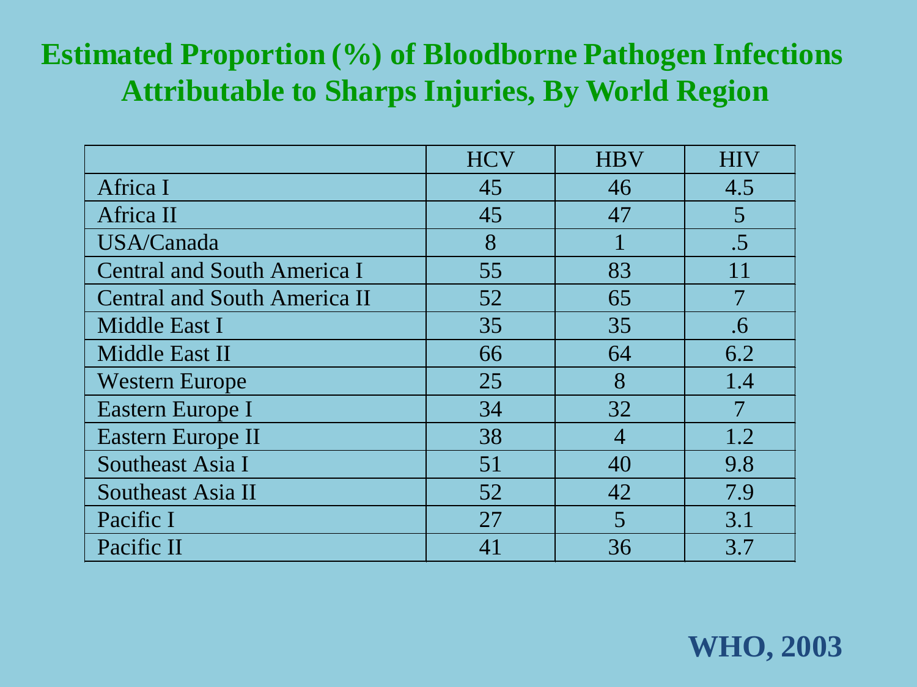# Estimated Proportion (%) of Bloodborne Pathogen Infections Attributable to Sharps Injuries, By World Region

| | HCV | HBV | HIV |
|---|---|---|---|
| Africa I | 45 | 46 | 4.5 |
| Africa II | 45 | 47 | 5 |
| USA/Canada | 8 | 1 | .5 |
| Central and South America I | 55 | 83 | 11 |
| Central and South America II | 52 | 65 | 7 |
| Middle East I | 35 | 35 | .6 |
| Middle East II | 66 | 64 | 6.2 |
| Western Europe | 25 | 8 | 1.4 |
| Eastern Europe I | 34 | 32 | 7 |
| Eastern Europe II | 38 | 4 | 1.2 |
| Southeast Asia I | 51 | 40 | 9.8 |
| Southeast Asia II | 52 | 42 | 7.9 |
| Pacific I | 27 | 5 | 3.1 |
| Pacific II | 41 | 36 | 3.7 |

**WHO, 2003**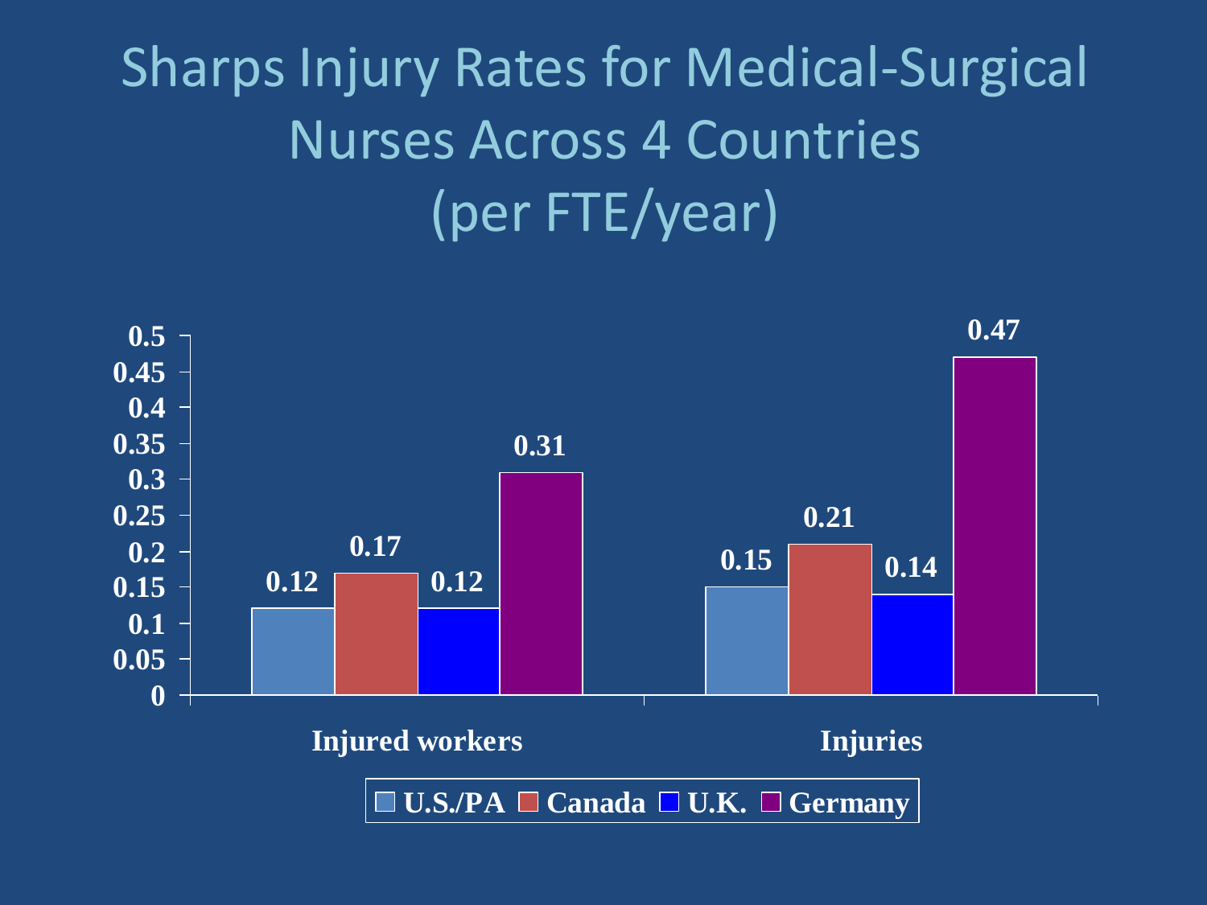# Sharps Injury Rates for Medical-Surgical Nurses Across 4 Countries (per FTE/year)

| | U.S./PA | Canada | U.K. | Germany |
|---|---|---|---|---|
| Injured workers | 0.12 | 0.17 | 0.12 | 0.31 |
| Injuries | 0.15 | 0.21 | 0.14 | 0.47 |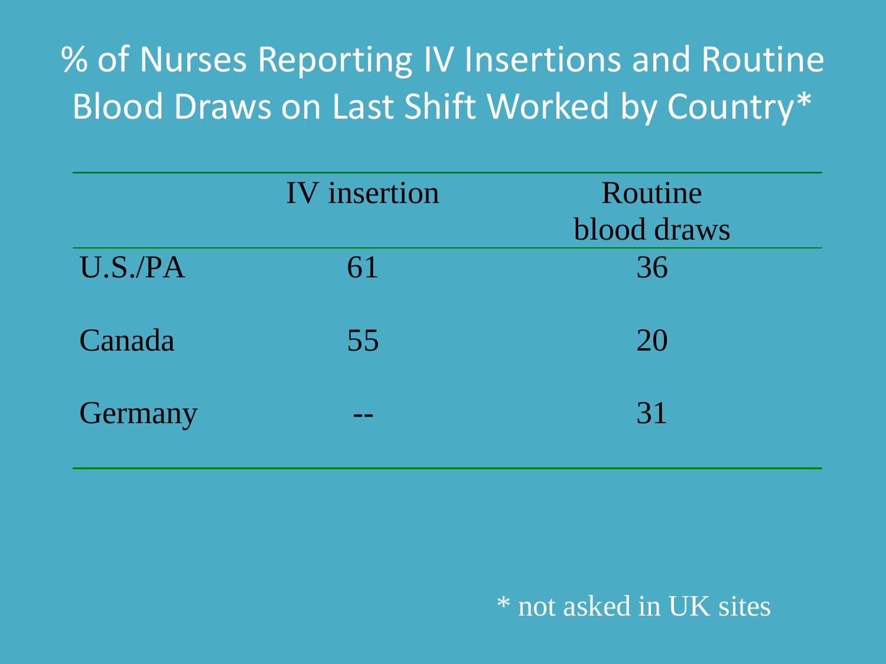# % of Nurses Reporting IV Insertions and Routine Blood Draws on Last Shift Worked by Country*

| | IV insertion | Routine blood draws |
|---|---|---|
| U.S./PA | 61 | 36 |
| Canada | 55 | 20 |
| Germany | -- | 31 |

* not asked in UK sites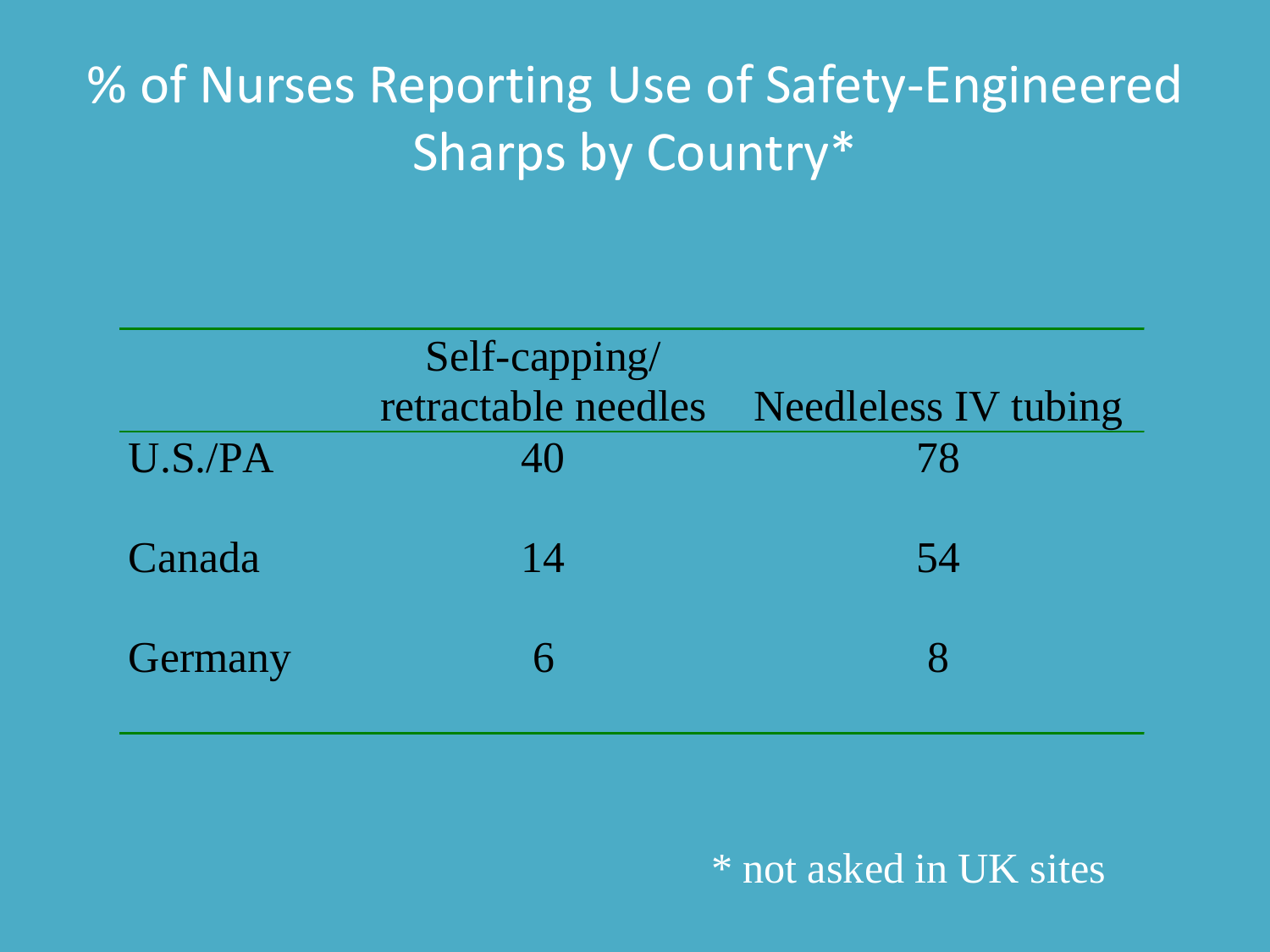# % of Nurses Reporting Use of Safety-Engineered Sharps by Country*

| | Self-capping/ retractable needles | Needleless IV tubing |
|---|---|---|
| U.S./PA | 40 | 78 |
| Canada | 14 | 54 |
| Germany | 6 | 8 |

* not asked in UK sites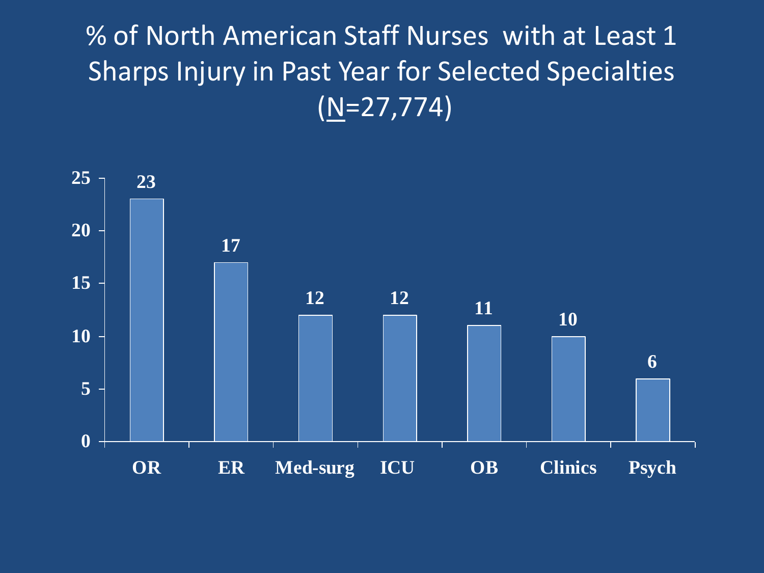# % of North American Staff Nurses with at Least 1 Sharps Injury in Past Year for Selected Specialties (N=27,774)

| Specialty | % |
| --- | --- |
| OR | 23 |
| ER | 17 |
| Med-surg | 12 |
| ICU | 12 |
| OB | 11 |
| Clinics | 10 |
| Psych | 6 |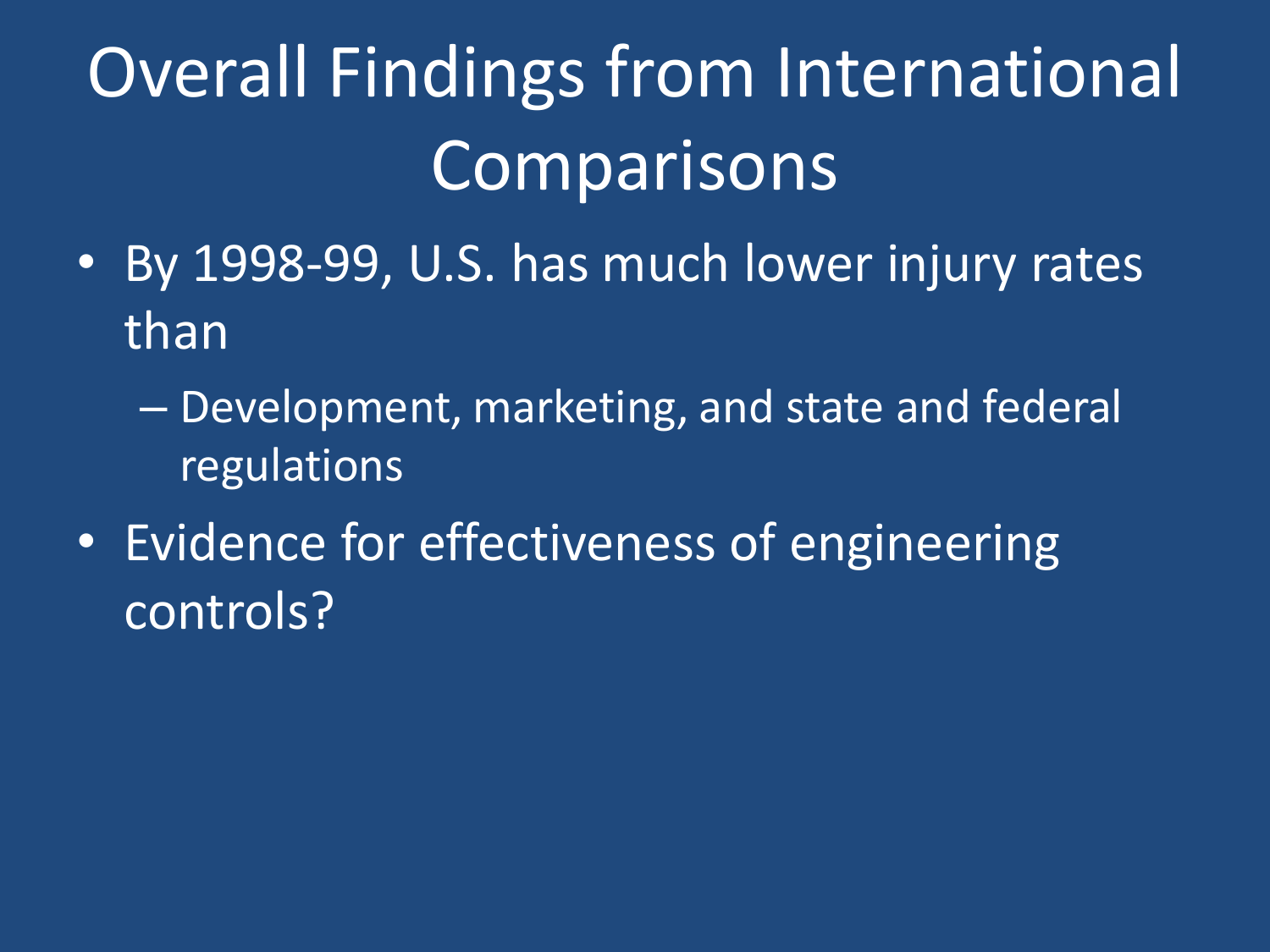# Overall Findings from International Comparisons

- By 1998-99, U.S. has much lower injury rates than
  - Development, marketing, and state and federal regulations
- Evidence for effectiveness of engineering controls?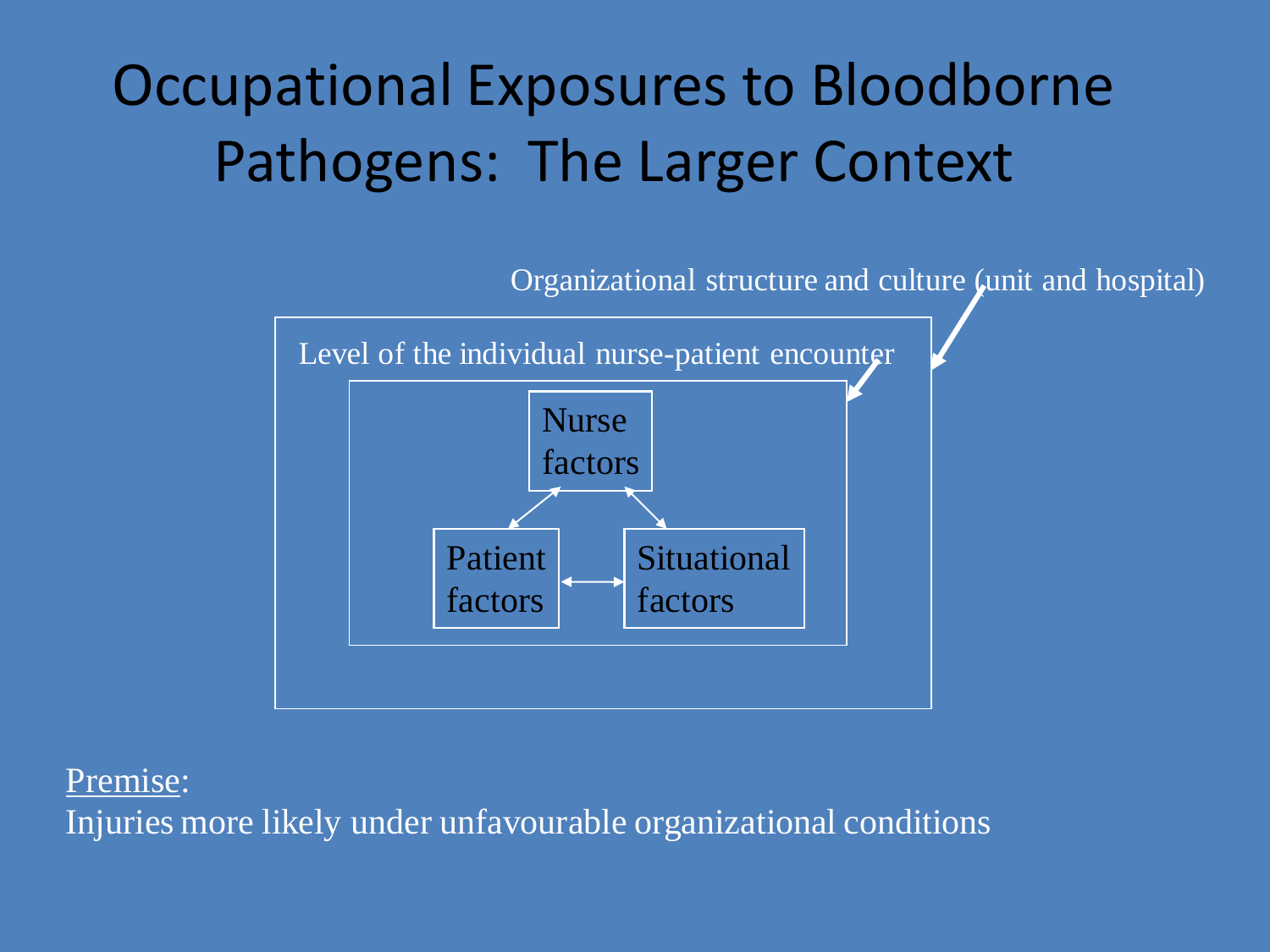# Occupational Exposures to Bloodborne Pathogens: The Larger Context

Organizational structure and culture (unit and hospital)

Level of the individual nurse-patient encounter

Nurse factors

Patient factors

Situational factors

Premise:

Injuries more likely under unfavourable organizational conditions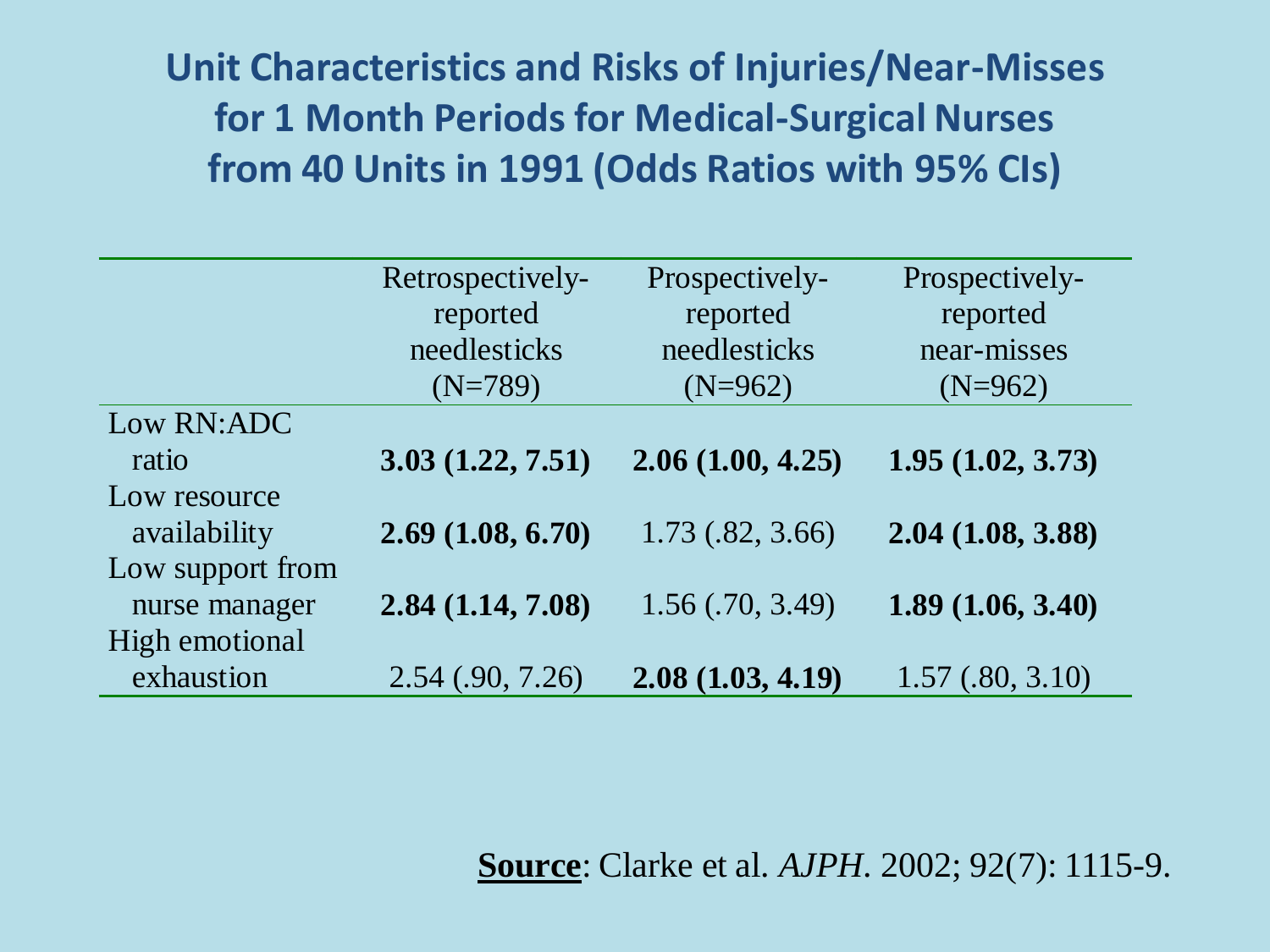# Unit Characteristics and Risks of Injuries/Near-Misses for 1 Month Periods for Medical-Surgical Nurses from 40 Units in 1991 (Odds Ratios with 95% CIs)

| | Retrospectively-reported needlesticks (N=789) | Prospectively-reported needlesticks (N=962) | Prospectively-reported near-misses (N=962) |
|---|---|---|---|
| Low RN:ADC ratio | **3.03 (1.22, 7.51)** | **2.06 (1.00, 4.25)** | **1.95 (1.02, 3.73)** |
| Low resource availability | **2.69 (1.08, 6.70)** | 1.73 (.82, 3.66) | **2.04 (1.08, 3.88)** |
| Low support from nurse manager | **2.84 (1.14, 7.08)** | 1.56 (.70, 3.49) | **1.89 (1.06, 3.40)** |
| High emotional exhaustion | 2.54 (.90, 7.26) | **2.08 (1.03, 4.19)** | 1.57 (.80, 3.10) |

**Source**: Clarke et al. *AJPH*. 2002; 92(7): 1115-9.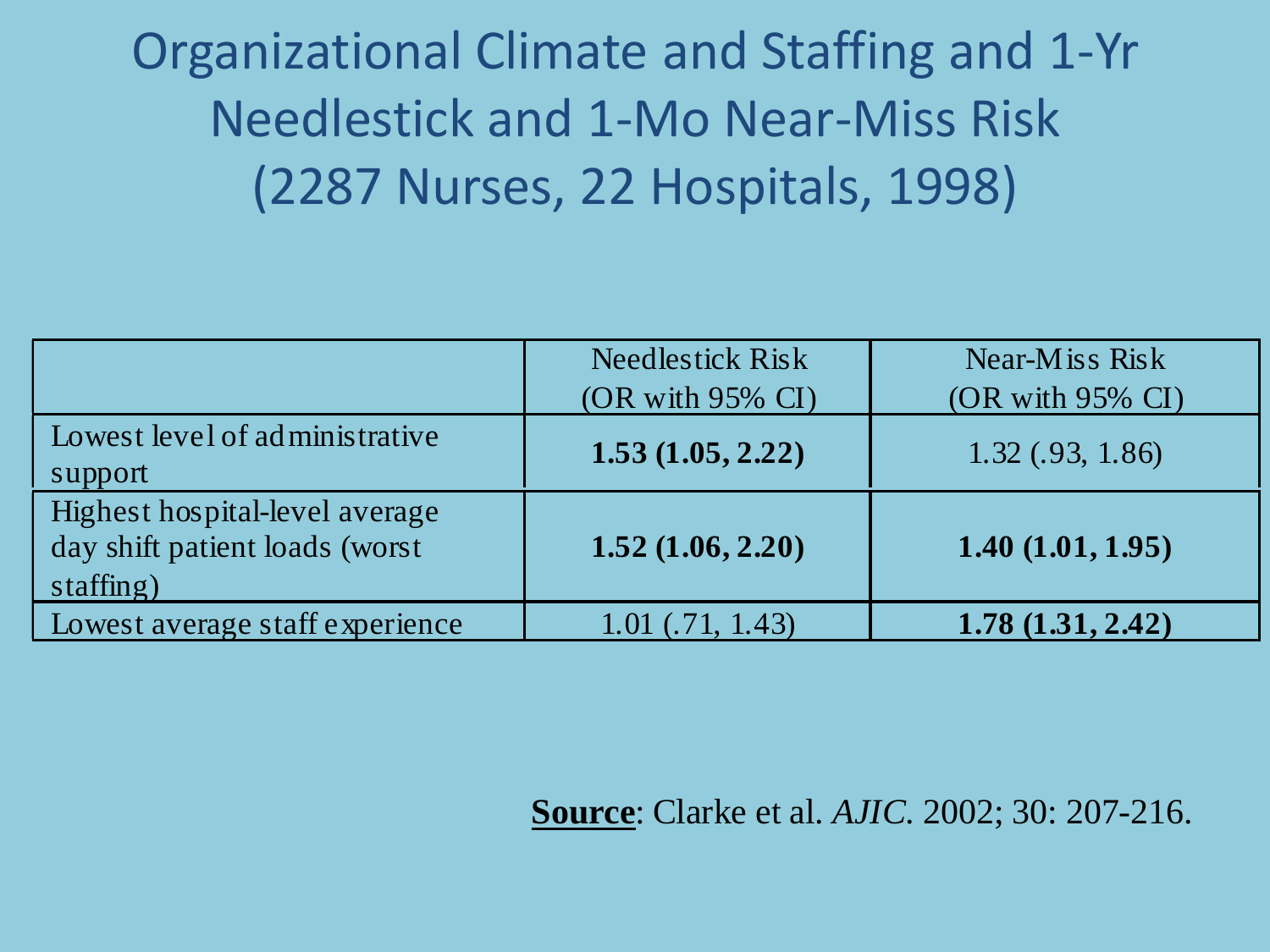# Organizational Climate and Staffing and 1-Yr Needlestick and 1-Mo Near-Miss Risk (2287 Nurses, 22 Hospitals, 1998)

| | Needlestick Risk (OR with 95% CI) | Near-Miss Risk (OR with 95% CI) |
|---|---|---|
| Lowest level of administrative support | **1.53 (1.05, 2.22)** | 1.32 (.93, 1.86) |
| Highest hospital-level average day shift patient loads (worst staffing) | **1.52 (1.06, 2.20)** | **1.40 (1.01, 1.95)** |
| Lowest average staff experience | 1.01 (.71, 1.43) | **1.78 (1.31, 2.42)** |

**Source**: Clarke et al. *AJIC*. 2002; 30: 207-216.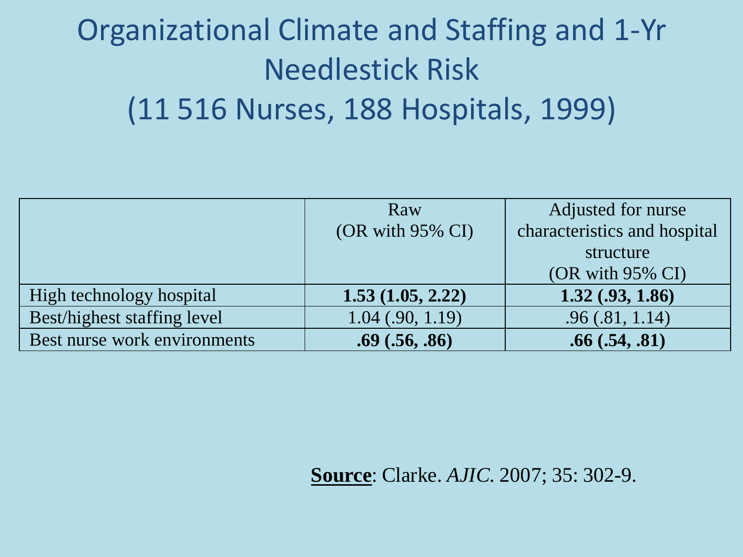# Organizational Climate and Staffing and 1-Yr Needlestick Risk (11 516 Nurses, 188 Hospitals, 1999)

| | Raw (OR with 95% CI) | Adjusted for nurse characteristics and hospital structure (OR with 95% CI) |
|---|---|---|
| High technology hospital | **1.53 (1.05, 2.22)** | **1.32 (.93, 1.86)** |
| Best/highest staffing level | 1.04 (.90, 1.19) | .96 (.81, 1.14) |
| Best nurse work environments | **.69 (.56, .86)** | **.66 (.54, .81)** |

**Source**: Clarke. *AJIC*. 2007; 35: 302-9.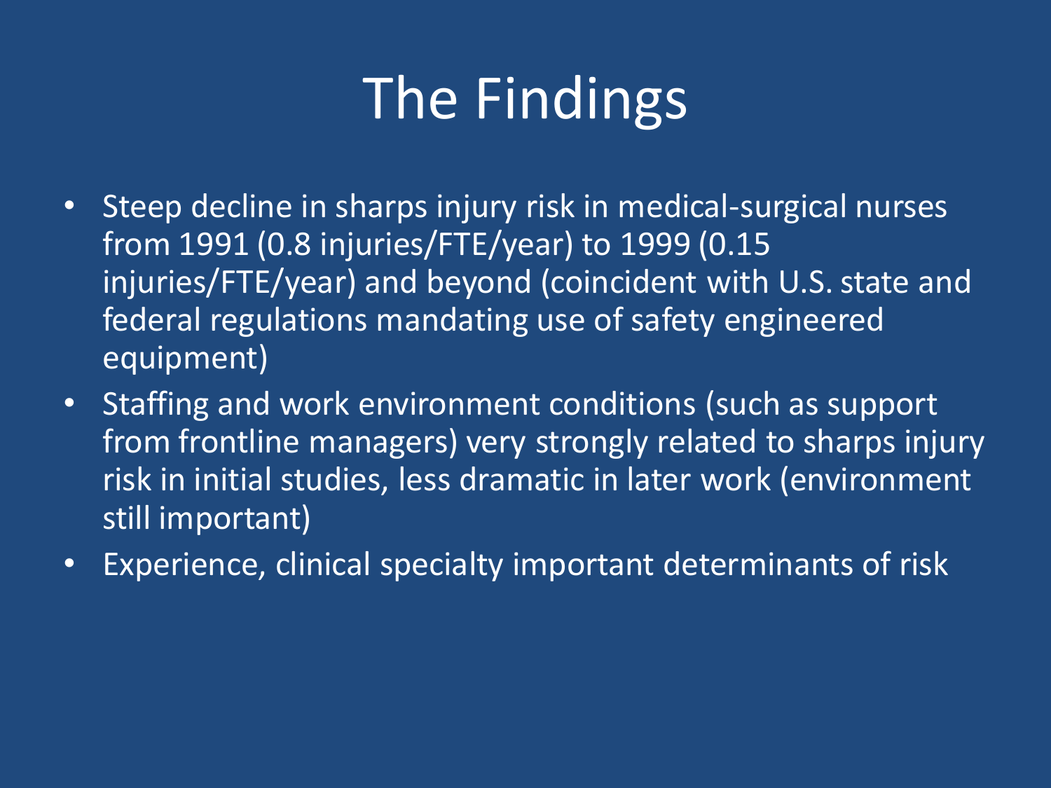# The Findings

- Steep decline in sharps injury risk in medical-surgical nurses from 1991 (0.8 injuries/FTE/year) to 1999 (0.15 injuries/FTE/year) and beyond (coincident with U.S. state and federal regulations mandating use of safety engineered equipment)
- Staffing and work environment conditions (such as support from frontline managers) very strongly related to sharps injury risk in initial studies, less dramatic in later work (environment still important)
- Experience, clinical specialty important determinants of risk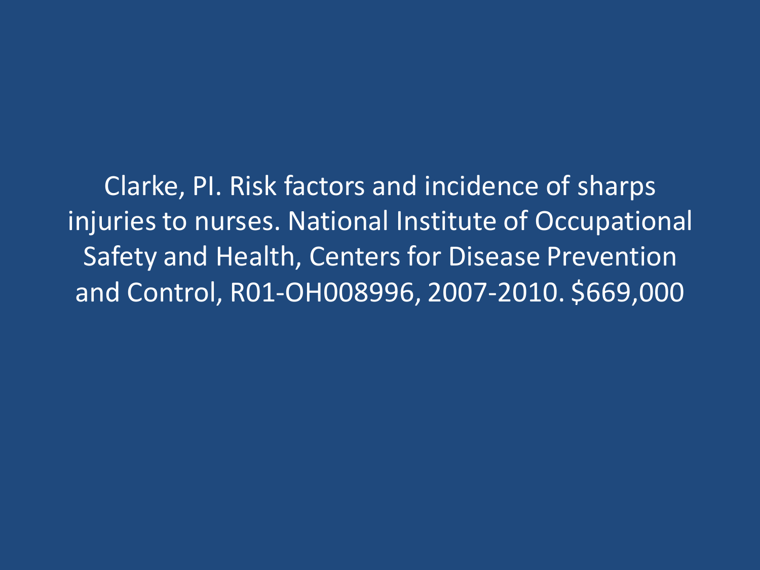Clarke, PI. Risk factors and incidence of sharps injuries to nurses. National Institute of Occupational Safety and Health, Centers for Disease Prevention and Control, R01-OH008996, 2007-2010. $669,000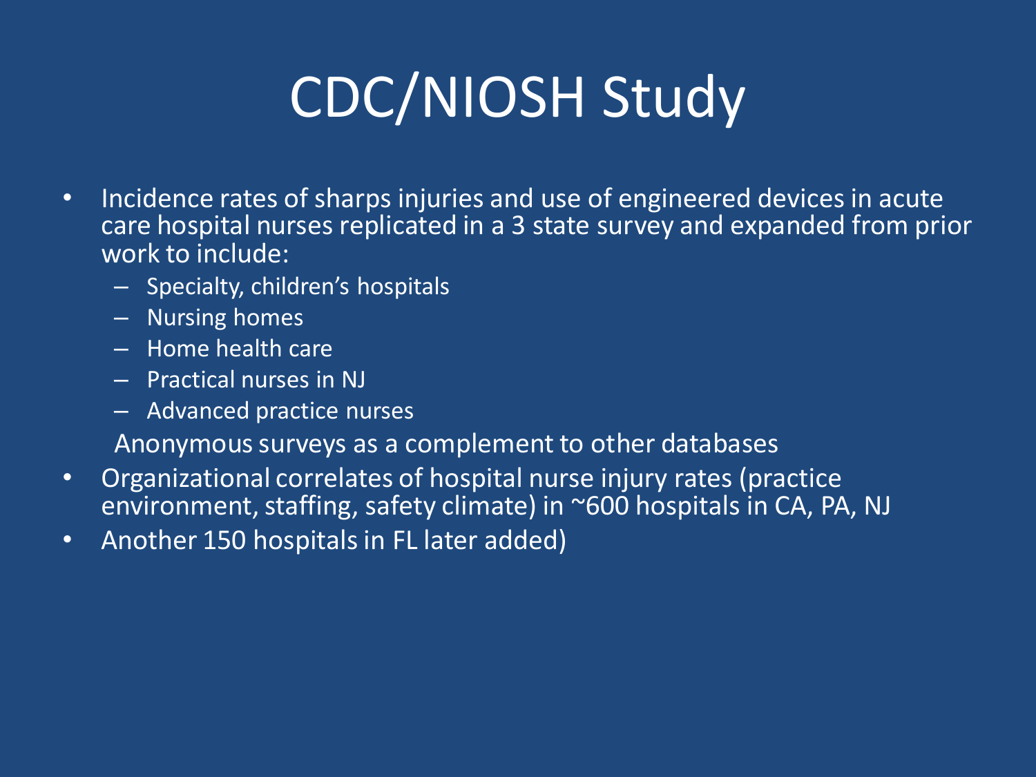# CDC/NIOSH Study

- Incidence rates of sharps injuries and use of engineered devices in acute care hospital nurses replicated in a 3 state survey and expanded from prior work to include:
  - Specialty, children's hospitals
  - Nursing homes
  - Home health care
  - Practical nurses in NJ
  - Advanced practice nurses

  Anonymous surveys as a complement to other databases
- Organizational correlates of hospital nurse injury rates (practice environment, staffing, safety climate) in ~600 hospitals in CA, PA, NJ
- Another 150 hospitals in FL later added)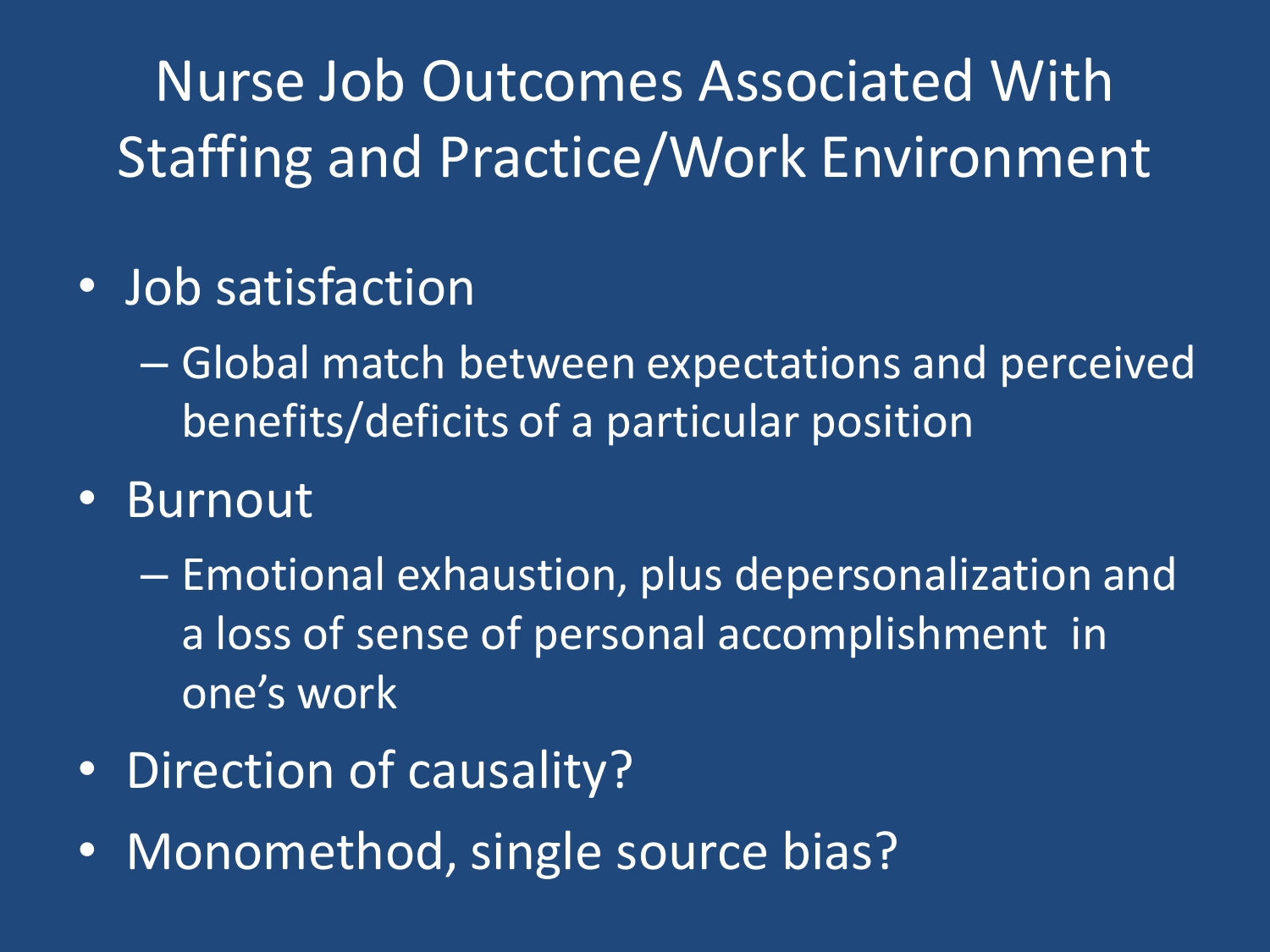# Nurse Job Outcomes Associated With Staffing and Practice/Work Environment

- Job satisfaction
  - Global match between expectations and perceived benefits/deficits of a particular position
- Burnout
  - Emotional exhaustion, plus depersonalization and a loss of sense of personal accomplishment in one's work
- Direction of causality?
- Monomethod, single source bias?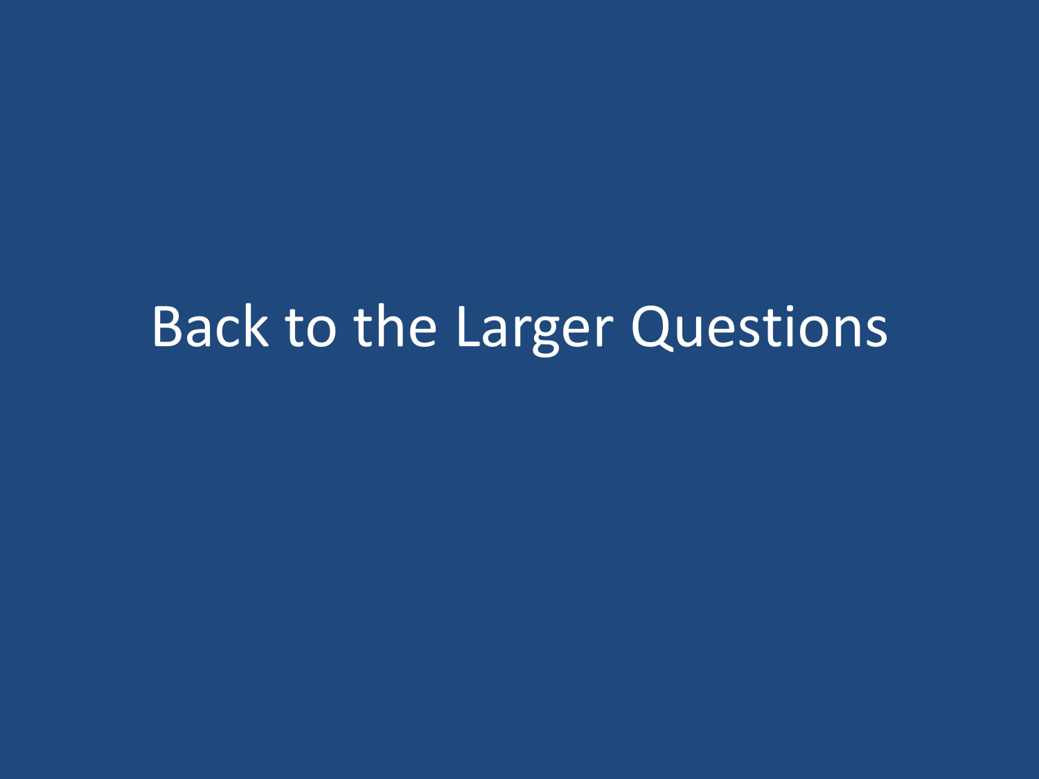# Back to the Larger Questions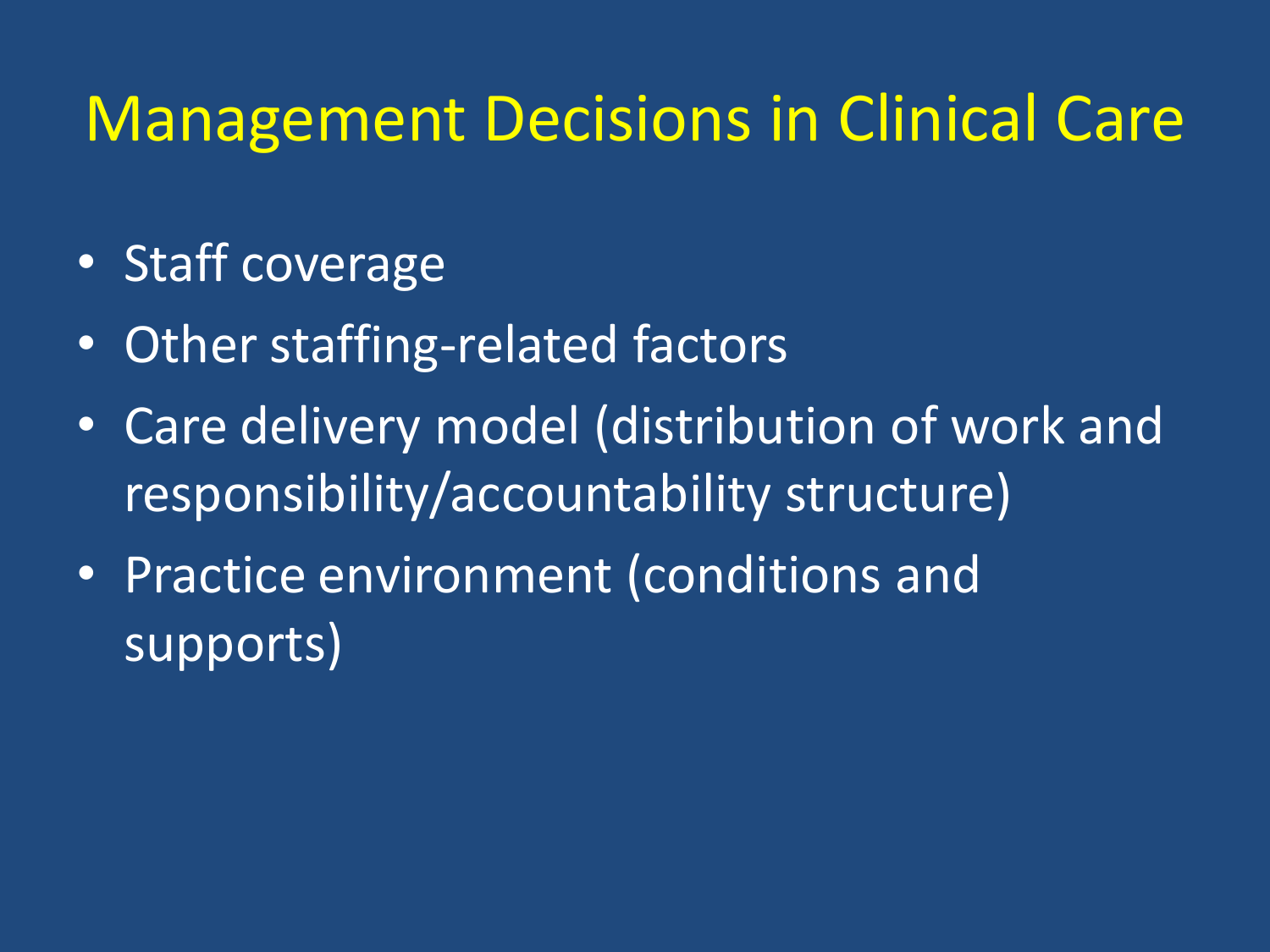# Management Decisions in Clinical Care

- Staff coverage
- Other staffing-related factors
- Care delivery model (distribution of work and responsibility/accountability structure)
- Practice environment (conditions and supports)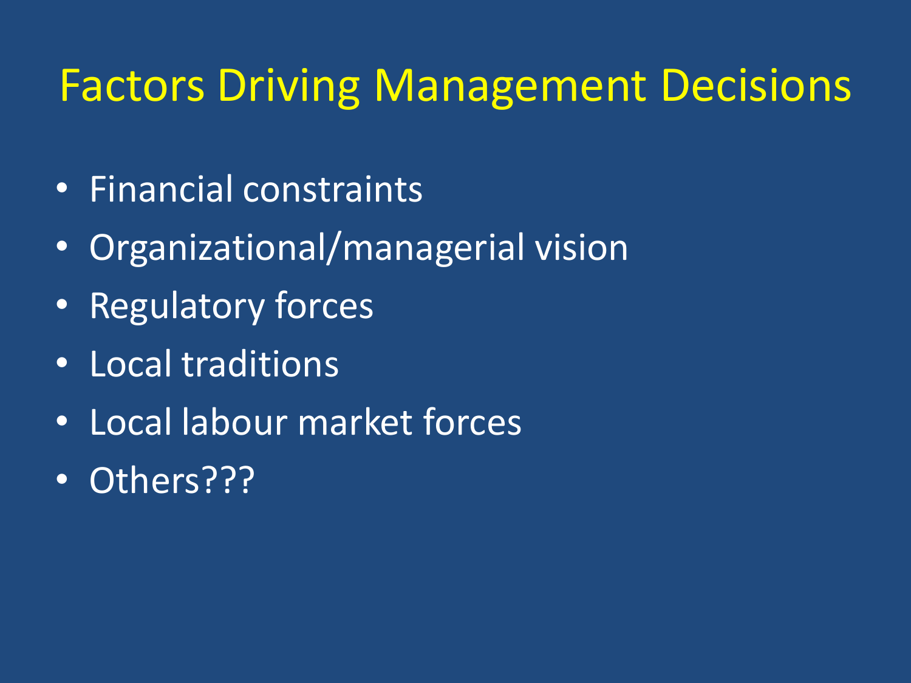# Factors Driving Management Decisions

- Financial constraints
- Organizational/managerial vision
- Regulatory forces
- Local traditions
- Local labour market forces
- Others???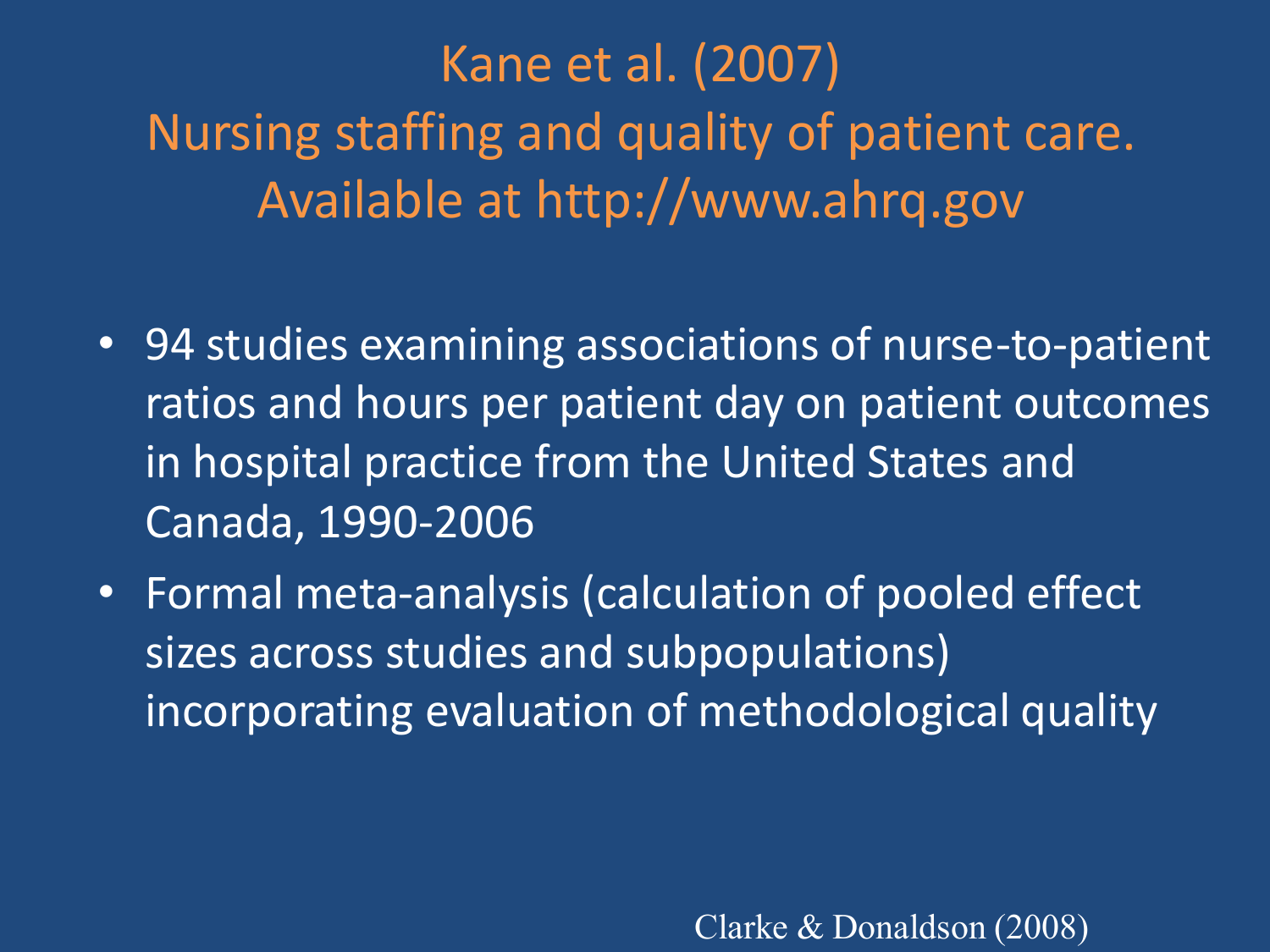# Kane et al. (2007) Nursing staffing and quality of patient care. Available at http://www.ahrq.gov

- 94 studies examining associations of nurse-to-patient ratios and hours per patient day on patient outcomes in hospital practice from the United States and Canada, 1990-2006
- Formal meta-analysis (calculation of pooled effect sizes across studies and subpopulations) incorporating evaluation of methodological quality

Clarke & Donaldson (2008)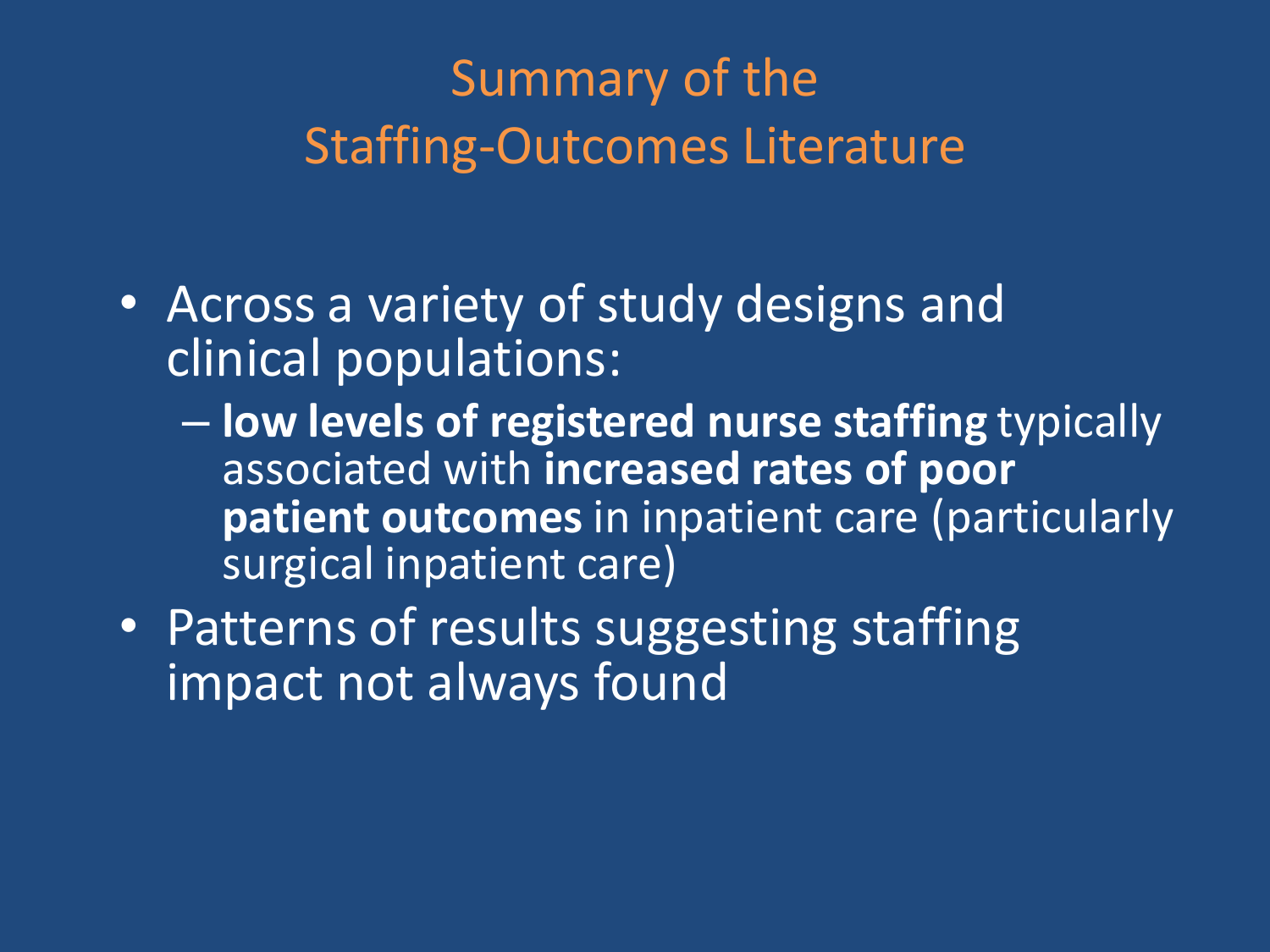# Summary of the Staffing-Outcomes Literature

- Across a variety of study designs and clinical populations:
  - **low levels of registered nurse staffing** typically associated with **increased rates of poor patient outcomes** in inpatient care (particularly surgical inpatient care)
- Patterns of results suggesting staffing impact not always found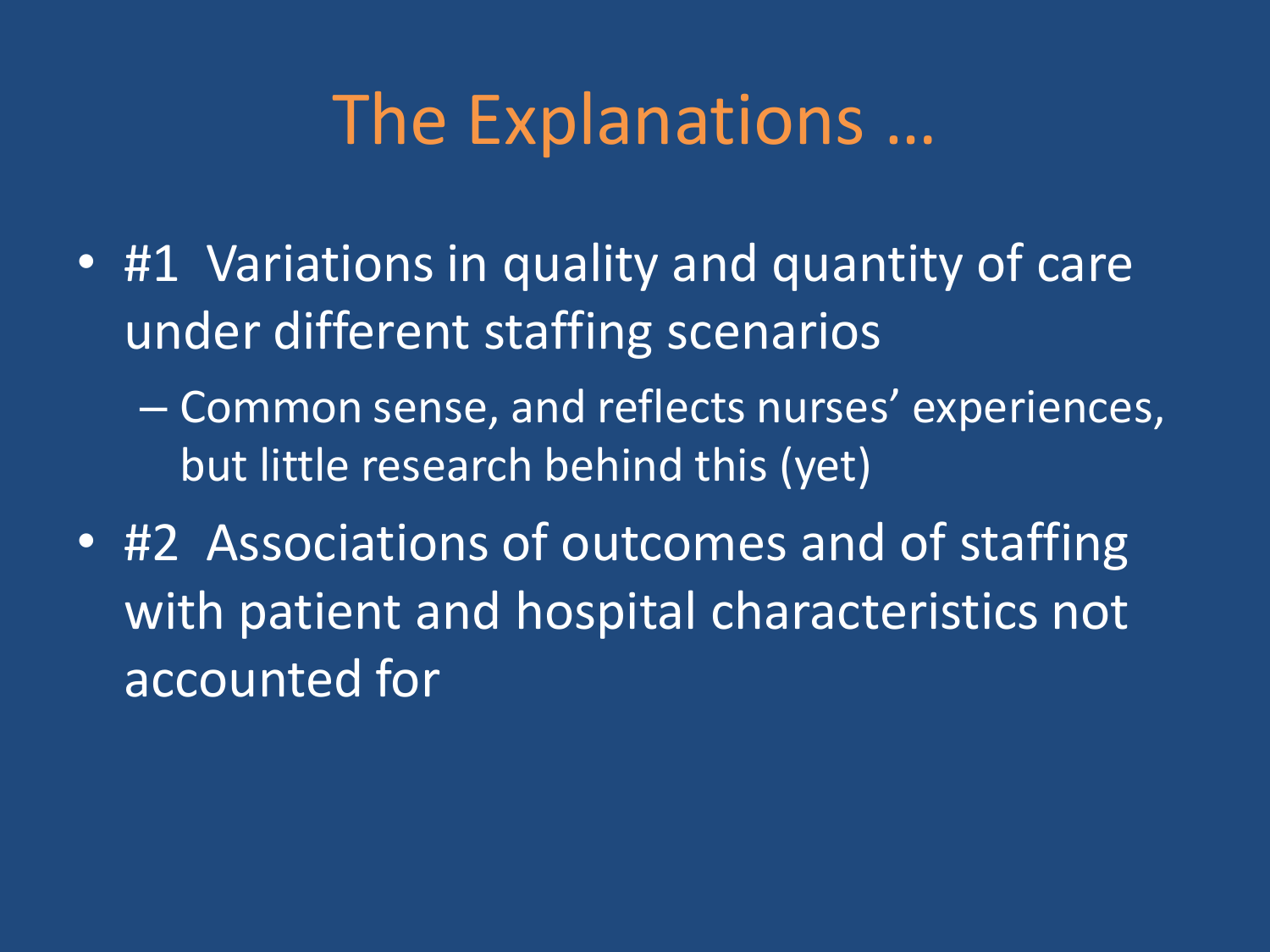# The Explanations …

- #1 Variations in quality and quantity of care under different staffing scenarios
  - Common sense, and reflects nurses' experiences, but little research behind this (yet)
- #2 Associations of outcomes and of staffing with patient and hospital characteristics not accounted for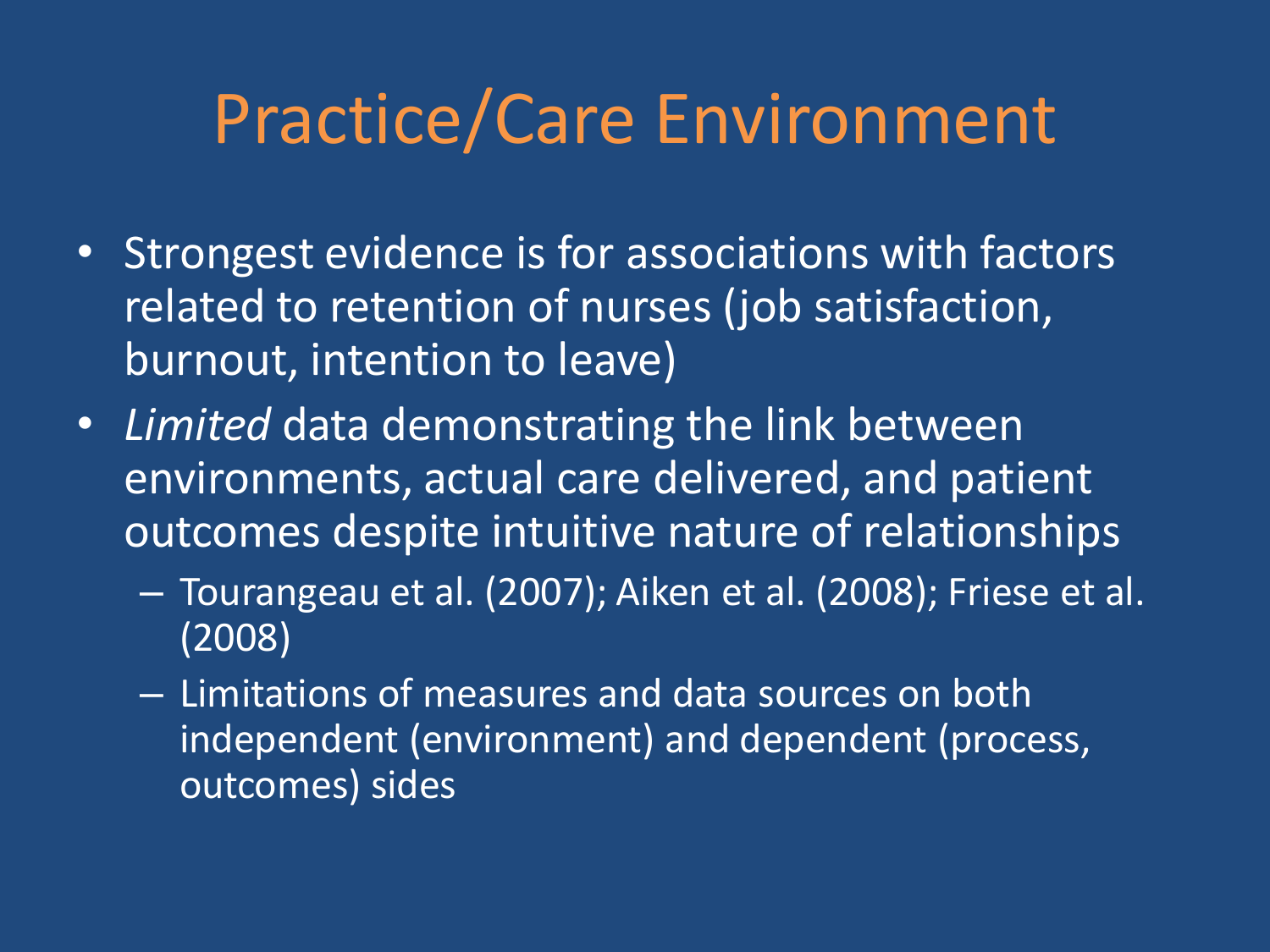# Practice/Care Environment

- Strongest evidence is for associations with factors related to retention of nurses (job satisfaction, burnout, intention to leave)
- *Limited* data demonstrating the link between environments, actual care delivered, and patient outcomes despite intuitive nature of relationships
  - Tourangeau et al. (2007); Aiken et al. (2008); Friese et al. (2008)
  - Limitations of measures and data sources on both independent (environment) and dependent (process, outcomes) sides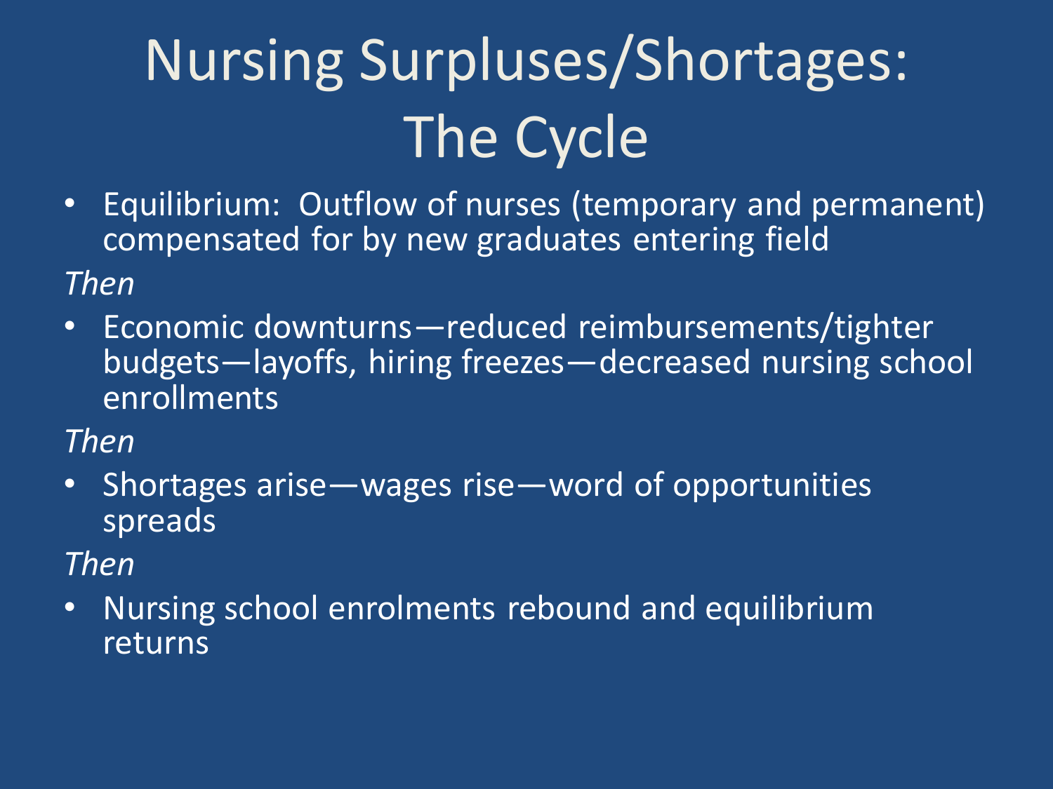# Nursing Surpluses/Shortages: The Cycle

- Equilibrium: Outflow of nurses (temporary and permanent) compensated for by new graduates entering field

*Then*

- Economic downturns—reduced reimbursements/tighter budgets—layoffs, hiring freezes—decreased nursing school enrollments

*Then*

- Shortages arise—wages rise—word of opportunities spreads

*Then*

- Nursing school enrolments rebound and equilibrium returns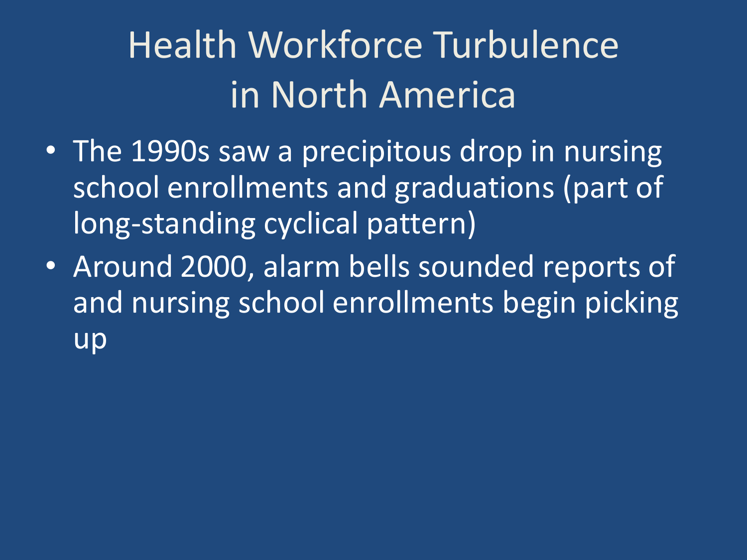# Health Workforce Turbulence in North America

- The 1990s saw a precipitous drop in nursing school enrollments and graduations (part of long-standing cyclical pattern)
- Around 2000, alarm bells sounded reports of and nursing school enrollments begin picking up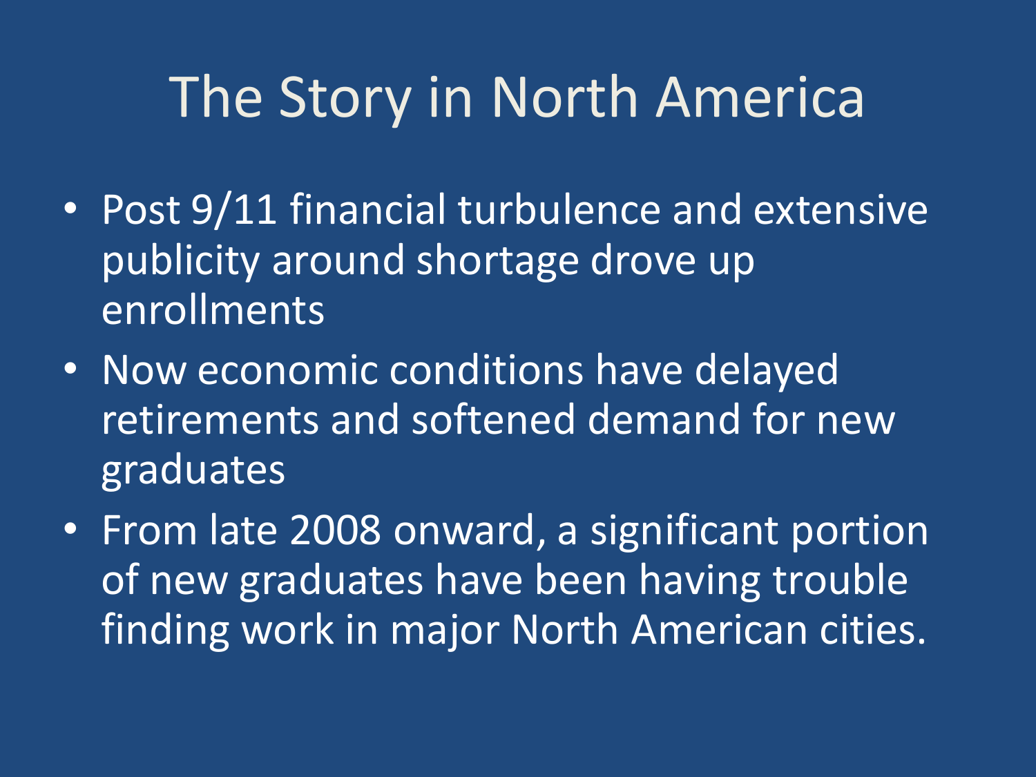# The Story in North America

- Post 9/11 financial turbulence and extensive publicity around shortage drove up enrollments
- Now economic conditions have delayed retirements and softened demand for new graduates
- From late 2008 onward, a significant portion of new graduates have been having trouble finding work in major North American cities.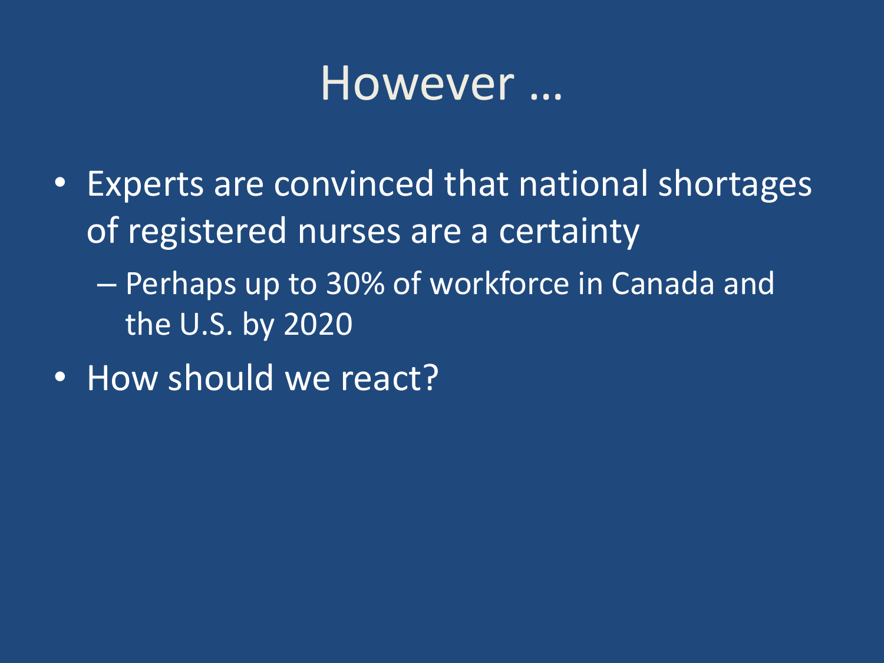# However …

- Experts are convinced that national shortages of registered nurses are a certainty
  - Perhaps up to 30% of workforce in Canada and the U.S. by 2020
- How should we react?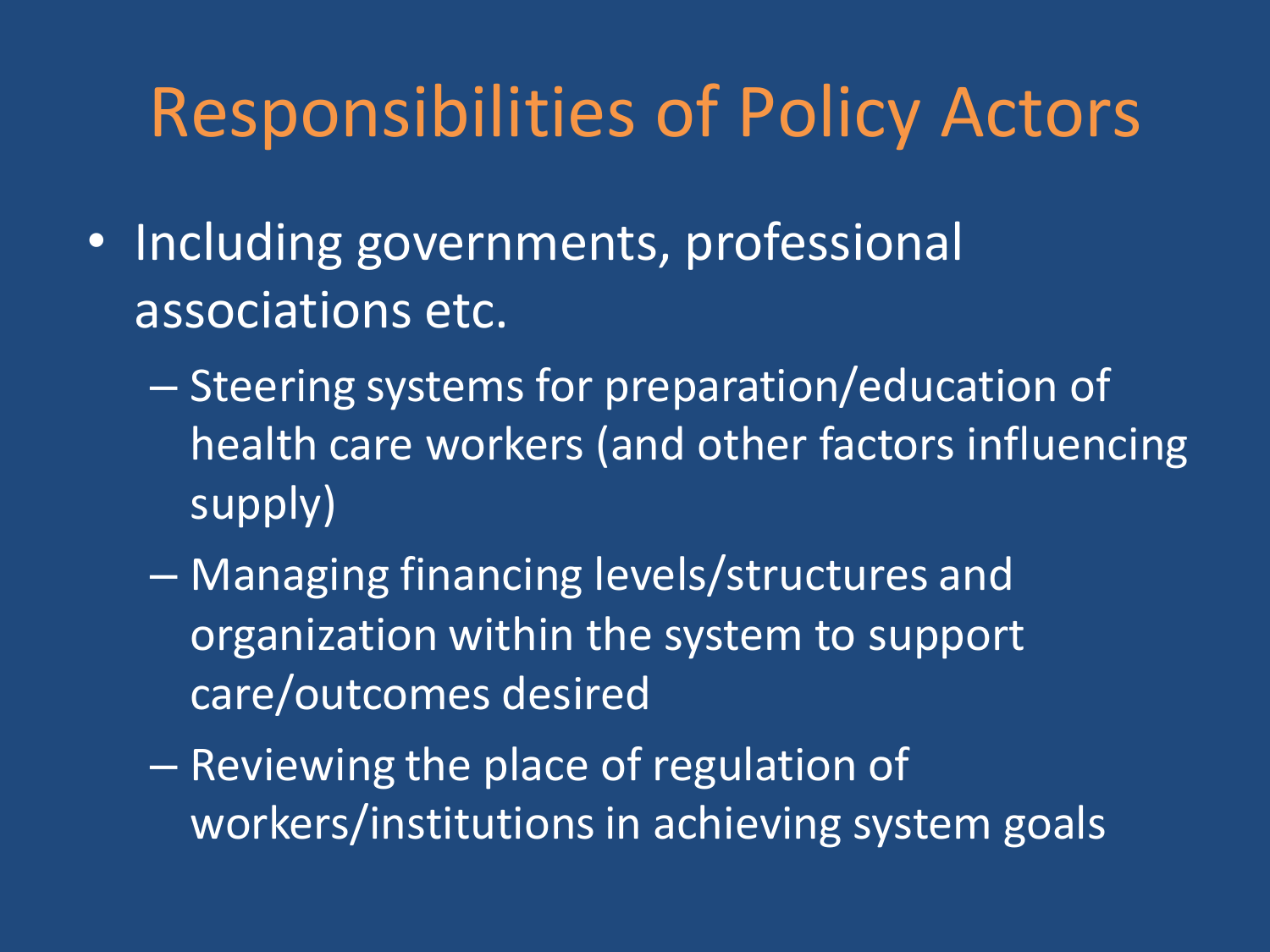# Responsibilities of Policy Actors

- Including governments, professional associations etc.
  - Steering systems for preparation/education of health care workers (and other factors influencing supply)
  - Managing financing levels/structures and organization within the system to support care/outcomes desired
  - Reviewing the place of regulation of workers/institutions in achieving system goals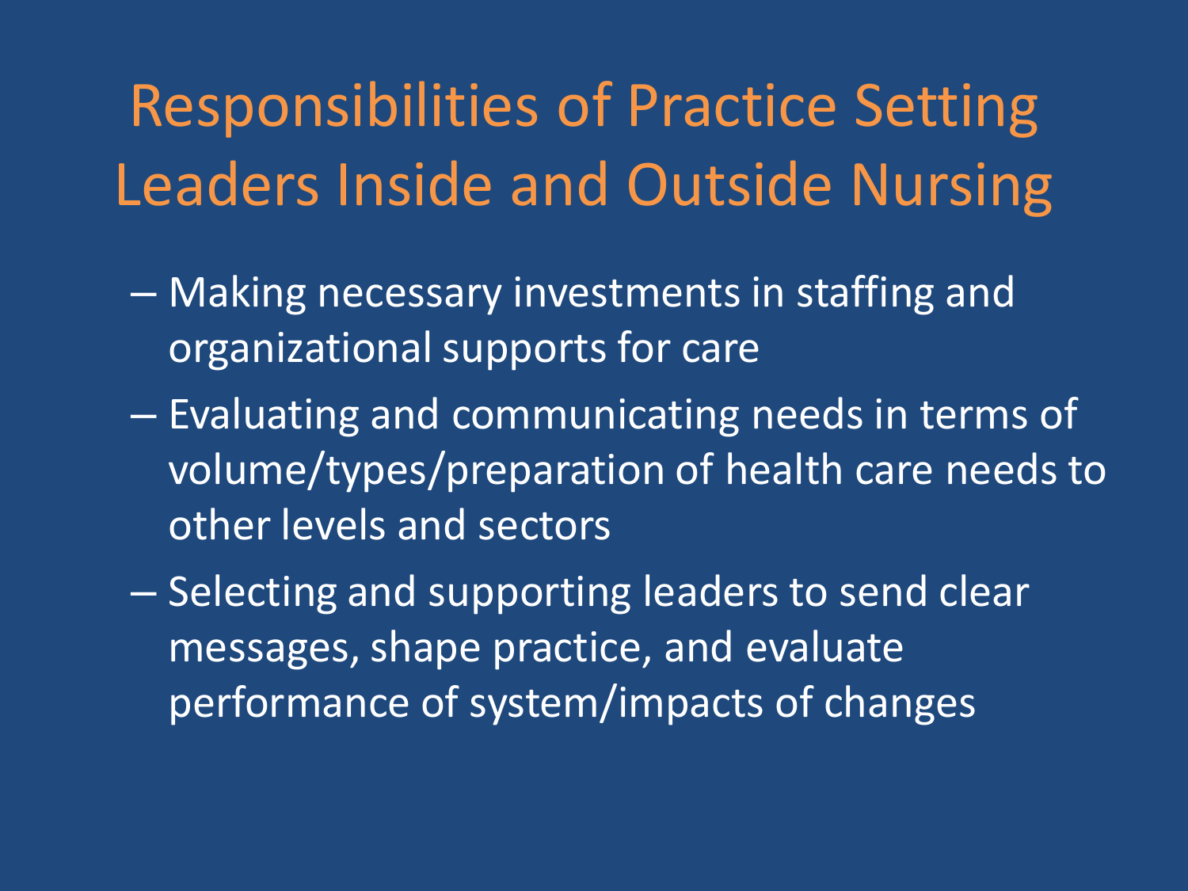# Responsibilities of Practice Setting Leaders Inside and Outside Nursing

- Making necessary investments in staffing and organizational supports for care
- Evaluating and communicating needs in terms of volume/types/preparation of health care needs to other levels and sectors
- Selecting and supporting leaders to send clear messages, shape practice, and evaluate performance of system/impacts of changes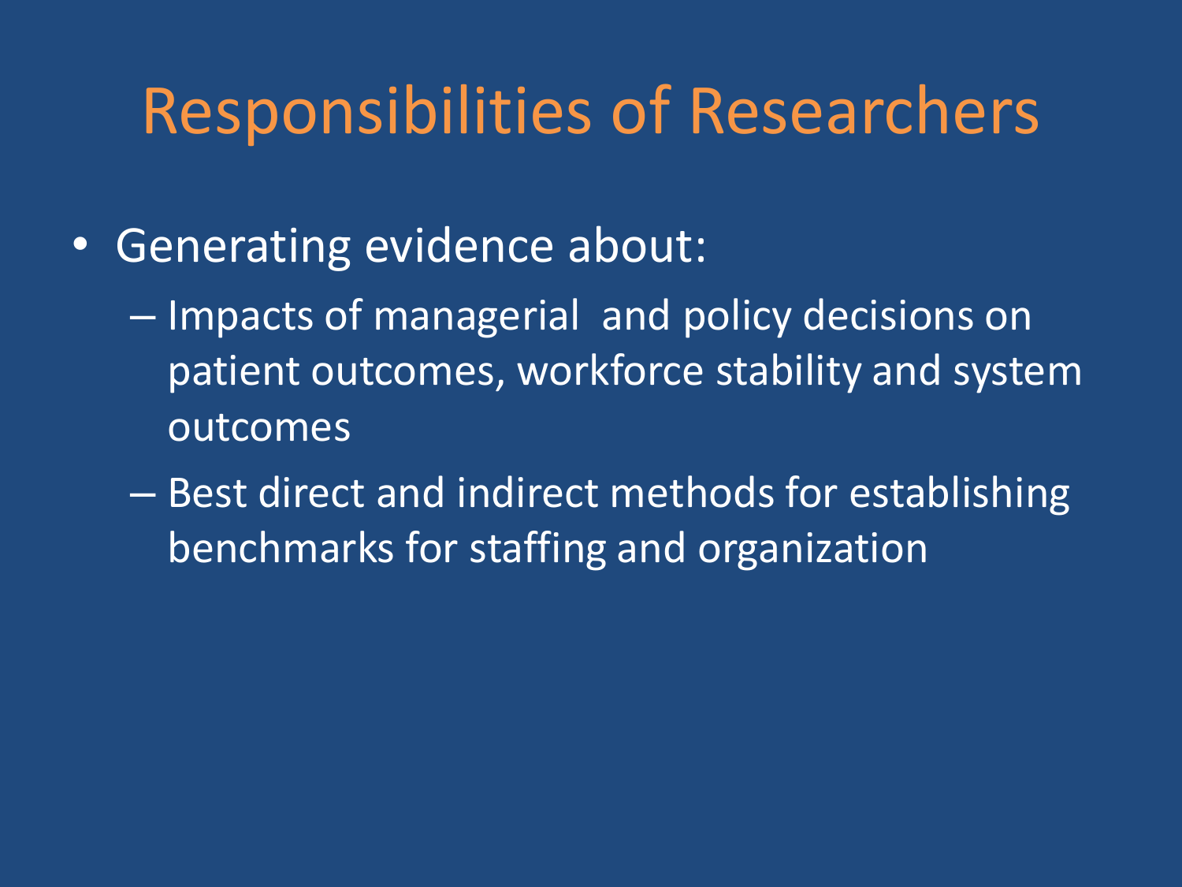# Responsibilities of Researchers

- Generating evidence about:
  - Impacts of managerial and policy decisions on patient outcomes, workforce stability and system outcomes
  - Best direct and indirect methods for establishing benchmarks for staffing and organization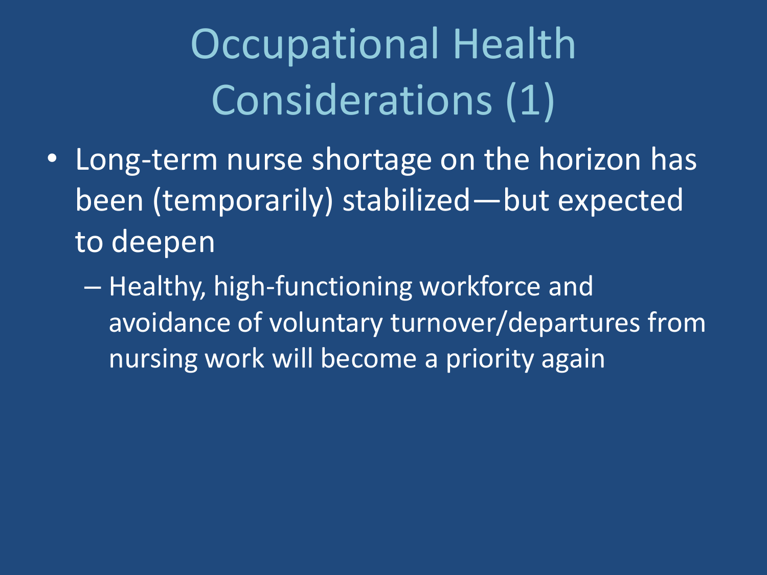# Occupational Health Considerations (1)

- Long-term nurse shortage on the horizon has been (temporarily) stabilized—but expected to deepen
  - Healthy, high-functioning workforce and avoidance of voluntary turnover/departures from nursing work will become a priority again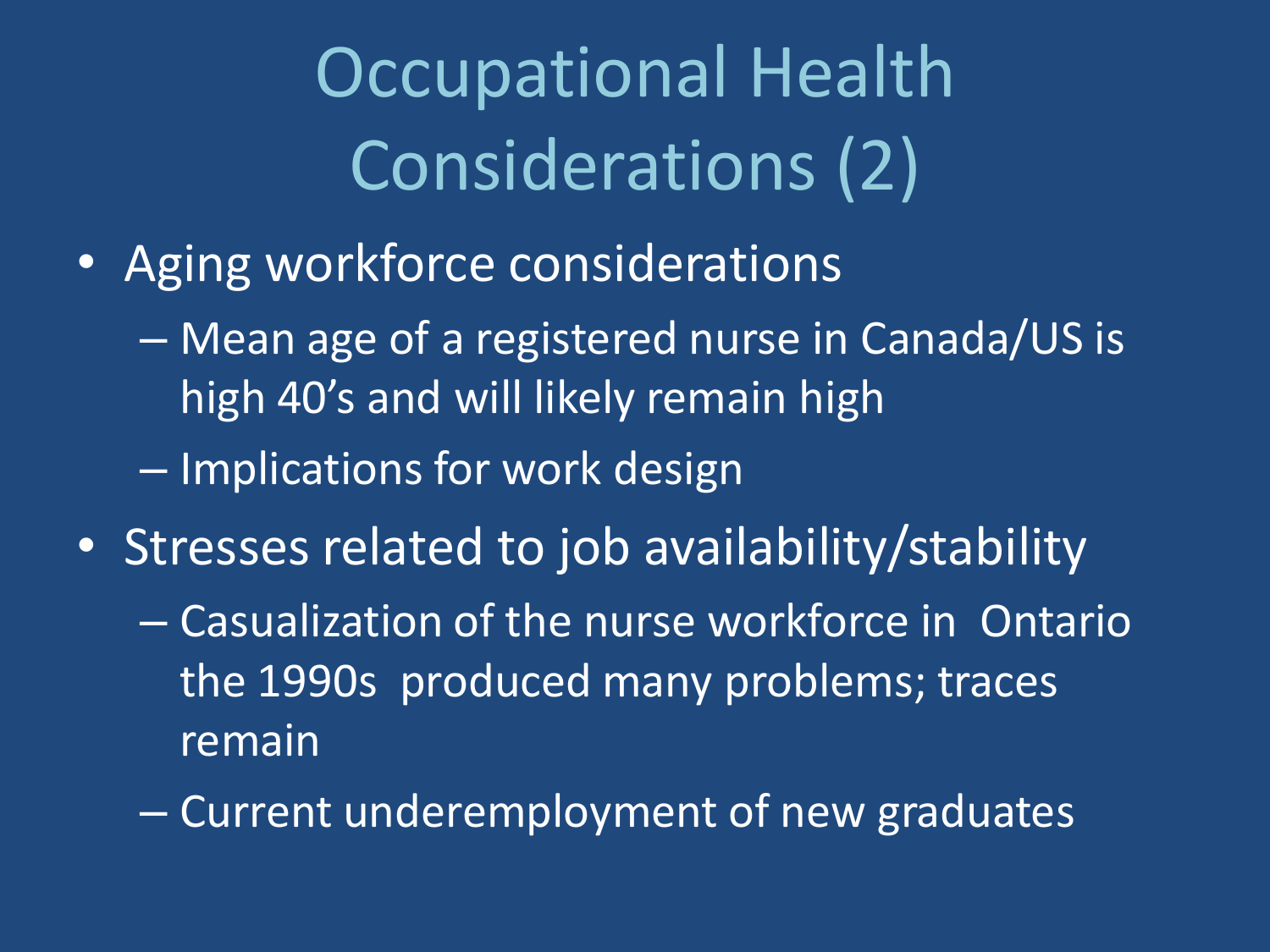# Occupational Health Considerations (2)

- Aging workforce considerations
  - Mean age of a registered nurse in Canada/US is high 40's and will likely remain high
  - Implications for work design
- Stresses related to job availability/stability
  - Casualization of the nurse workforce in Ontario the 1990s produced many problems; traces remain
  - Current underemployment of new graduates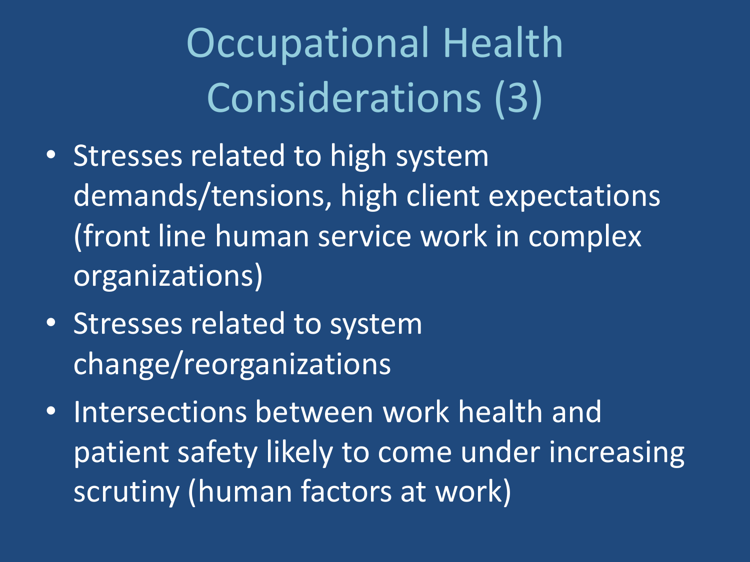# Occupational Health Considerations (3)

- Stresses related to high system demands/tensions, high client expectations (front line human service work in complex organizations)
- Stresses related to system change/reorganizations
- Intersections between work health and patient safety likely to come under increasing scrutiny (human factors at work)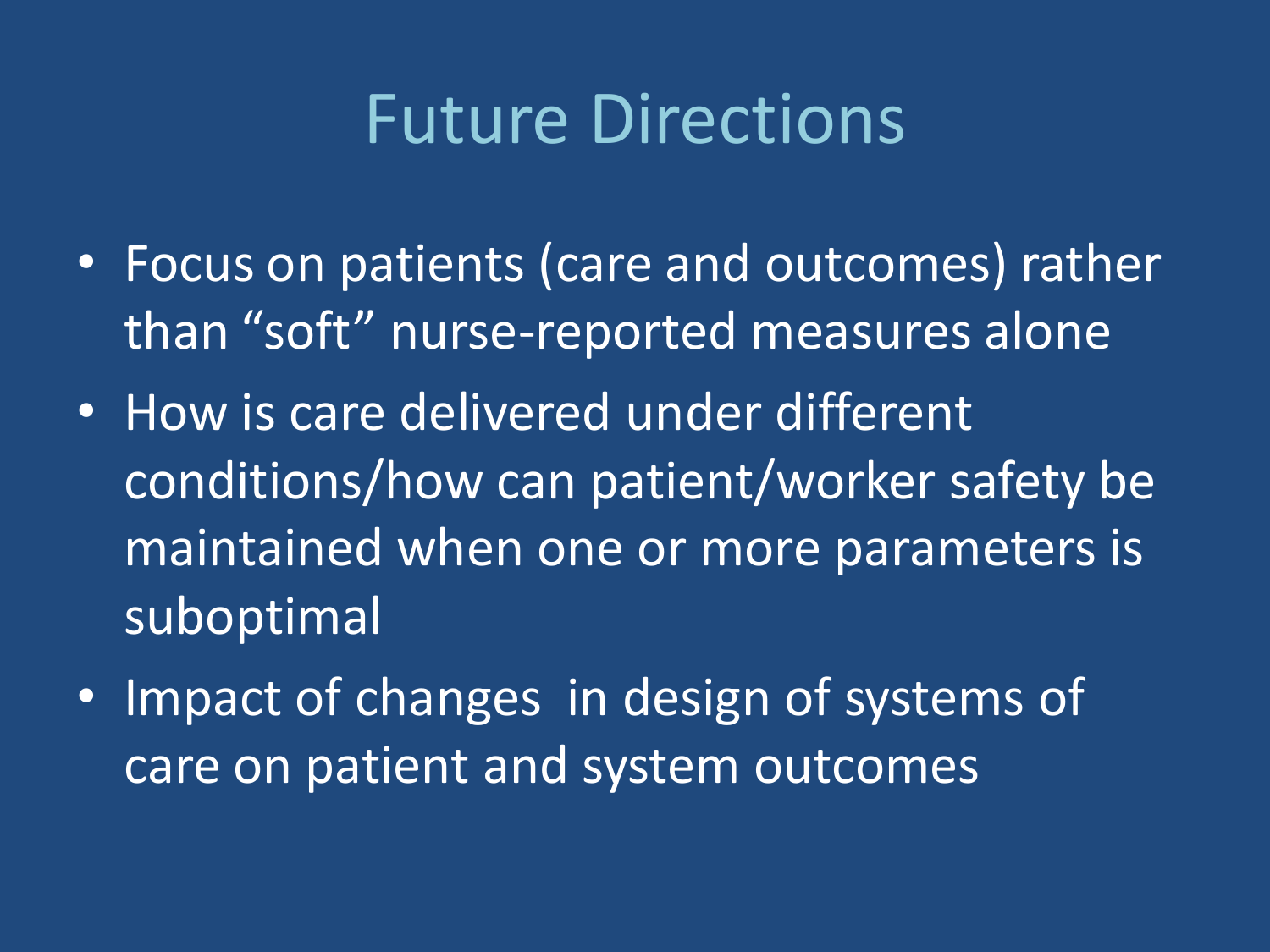# Future Directions

- Focus on patients (care and outcomes) rather than “soft” nurse-reported measures alone
- How is care delivered under different conditions/how can patient/worker safety be maintained when one or more parameters is suboptimal
- Impact of changes in design of systems of care on patient and system outcomes